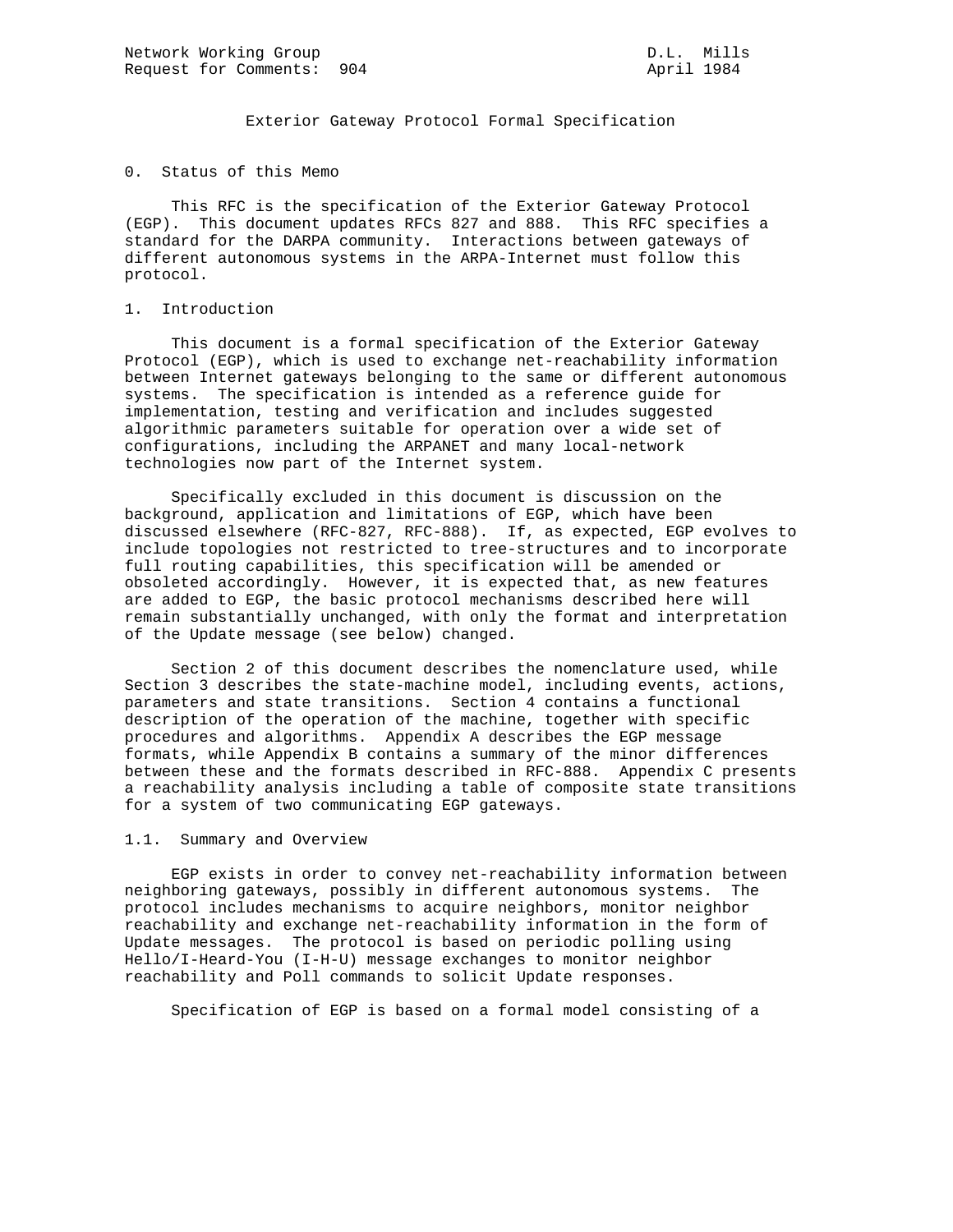Network Working Group D.L. Mills
Request for Comments: 904 April 1984

# Exterior Gateway Protocol Formal Specification

## 0. Status of this Memo

This RFC is the specification of the Exterior Gateway Protocol (EGP). This document updates RFCs 827 and 888. This RFC specifies a standard for the DARPA community. Interactions between gateways of different autonomous systems in the ARPA-Internet must follow this protocol.

## 1. Introduction

This document is a formal specification of the Exterior Gateway Protocol (EGP), which is used to exchange net-reachability information between Internet gateways belonging to the same or different autonomous systems. The specification is intended as a reference guide for implementation, testing and verification and includes suggested algorithmic parameters suitable for operation over a wide set of configurations, including the ARPANET and many local-network technologies now part of the Internet system.

Specifically excluded in this document is discussion on the background, application and limitations of EGP, which have been discussed elsewhere (RFC-827, RFC-888). If, as expected, EGP evolves to include topologies not restricted to tree-structures and to incorporate full routing capabilities, this specification will be amended or obsoleted accordingly. However, it is expected that, as new features are added to EGP, the basic protocol mechanisms described here will remain substantially unchanged, with only the format and interpretation of the Update message (see below) changed.

Section 2 of this document describes the nomenclature used, while Section 3 describes the state-machine model, including events, actions, parameters and state transitions. Section 4 contains a functional description of the operation of the machine, together with specific procedures and algorithms. Appendix A describes the EGP message formats, while Appendix B contains a summary of the minor differences between these and the formats described in RFC-888. Appendix C presents a reachability analysis including a table of composite state transitions for a system of two communicating EGP gateways.

### 1.1. Summary and Overview

EGP exists in order to convey net-reachability information between neighboring gateways, possibly in different autonomous systems. The protocol includes mechanisms to acquire neighbors, monitor neighbor reachability and exchange net-reachability information in the form of Update messages. The protocol is based on periodic polling using Hello/I-Heard-You (I-H-U) message exchanges to monitor neighbor reachability and Poll commands to solicit Update responses.

Specification of EGP is based on a formal model consisting of a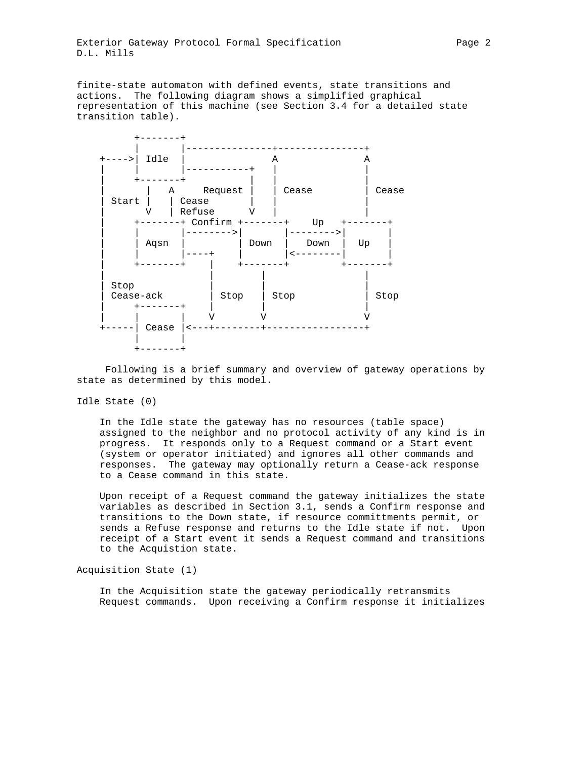finite-state automaton with defined events, state transitions and actions. The following diagram shows a simplified graphical representation of this machine (see Section 3.4 for a detailed state transition table).

```
          +-------+
          |       |---------------+---------------+
    +---->| Idle  |               A               A
    |     |       |-----------+   |               |
    |     +-------+           |   |               |
    |       |   A     Request |   | Cease         | Cease
    | Start |   | Cease       |   |               |
    |       V   | Refuse      V   |               |
    |     +-------+ Confirm +-------+    Up   +-------+
    |     |       |-------->|       |-------->|       |
    |     | Aqsn  |         | Down  |   Down  |  Up   |
    |     |       |----+    |       |<--------|       |
    |     +-------+    |    +-------+         +-------+
    |                  |        |                 |
    | Stop             |        |                 |
    | Cease-ack        | Stop   | Stop            | Stop
    |     +-------+    |        |                 |
    |     |       |    V        V                 V
    +-----| Cease |<---+--------+-----------------+
          |       |
          +-------+
```

Following is a brief summary and overview of gateway operations by state as determined by this model.

Idle State (0)

In the Idle state the gateway has no resources (table space) assigned to the neighbor and no protocol activity of any kind is in progress. It responds only to a Request command or a Start event (system or operator initiated) and ignores all other commands and responses. The gateway may optionally return a Cease-ack response to a Cease command in this state.

Upon receipt of a Request command the gateway initializes the state variables as described in Section 3.1, sends a Confirm response and transitions to the Down state, if resource committments permit, or sends a Refuse response and returns to the Idle state if not. Upon receipt of a Start event it sends a Request command and transitions to the Acquistion state.

Acquisition State (1)

In the Acquisition state the gateway periodically retransmits Request commands. Upon receiving a Confirm response it initializes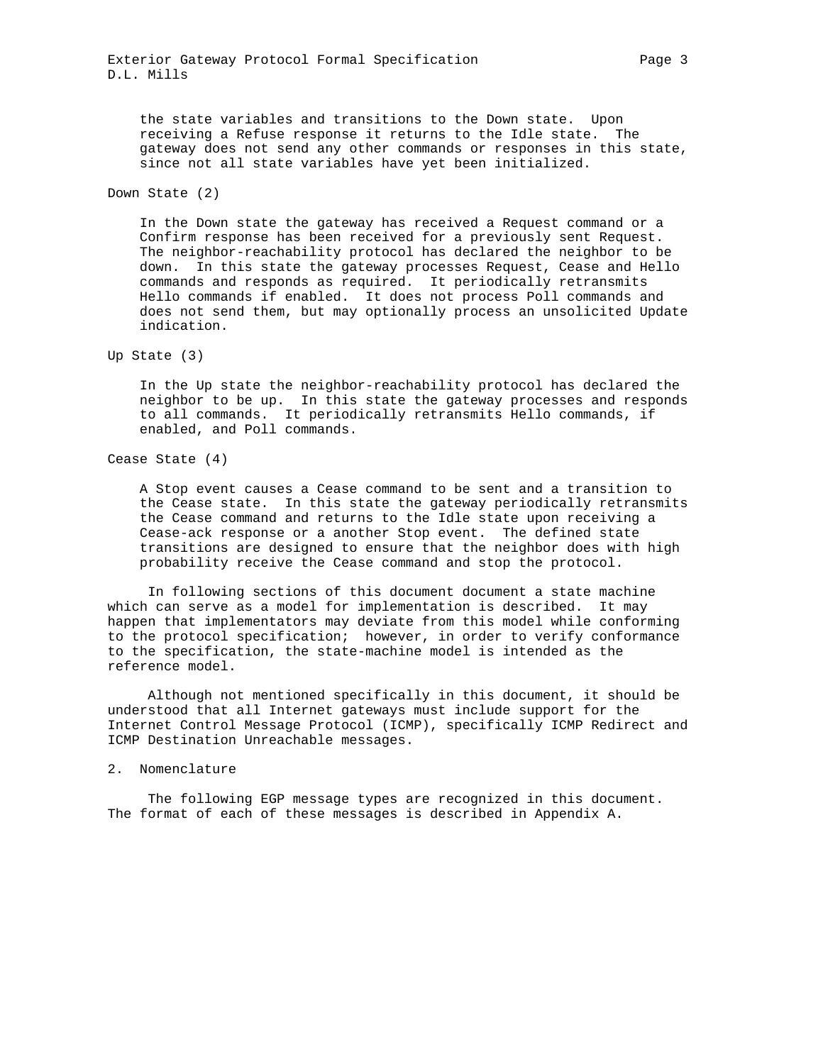the state variables and transitions to the Down state. Upon receiving a Refuse response it returns to the Idle state. The gateway does not send any other commands or responses in this state, since not all state variables have yet been initialized.

Down State (2)

In the Down state the gateway has received a Request command or a Confirm response has been received for a previously sent Request. The neighbor-reachability protocol has declared the neighbor to be down. In this state the gateway processes Request, Cease and Hello commands and responds as required. It periodically retransmits Hello commands if enabled. It does not process Poll commands and does not send them, but may optionally process an unsolicited Update indication.

Up State (3)

In the Up state the neighbor-reachability protocol has declared the neighbor to be up. In this state the gateway processes and responds to all commands. It periodically retransmits Hello commands, if enabled, and Poll commands.

Cease State (4)

A Stop event causes a Cease command to be sent and a transition to the Cease state. In this state the gateway periodically retransmits the Cease command and returns to the Idle state upon receiving a Cease-ack response or a another Stop event. The defined state transitions are designed to ensure that the neighbor does with high probability receive the Cease command and stop the protocol.

In following sections of this document document a state machine which can serve as a model for implementation is described. It may happen that implementators may deviate from this model while conforming to the protocol specification; however, in order to verify conformance to the specification, the state-machine model is intended as the reference model.

Although not mentioned specifically in this document, it should be understood that all Internet gateways must include support for the Internet Control Message Protocol (ICMP), specifically ICMP Redirect and ICMP Destination Unreachable messages.

## 2. Nomenclature

The following EGP message types are recognized in this document. The format of each of these messages is described in Appendix A.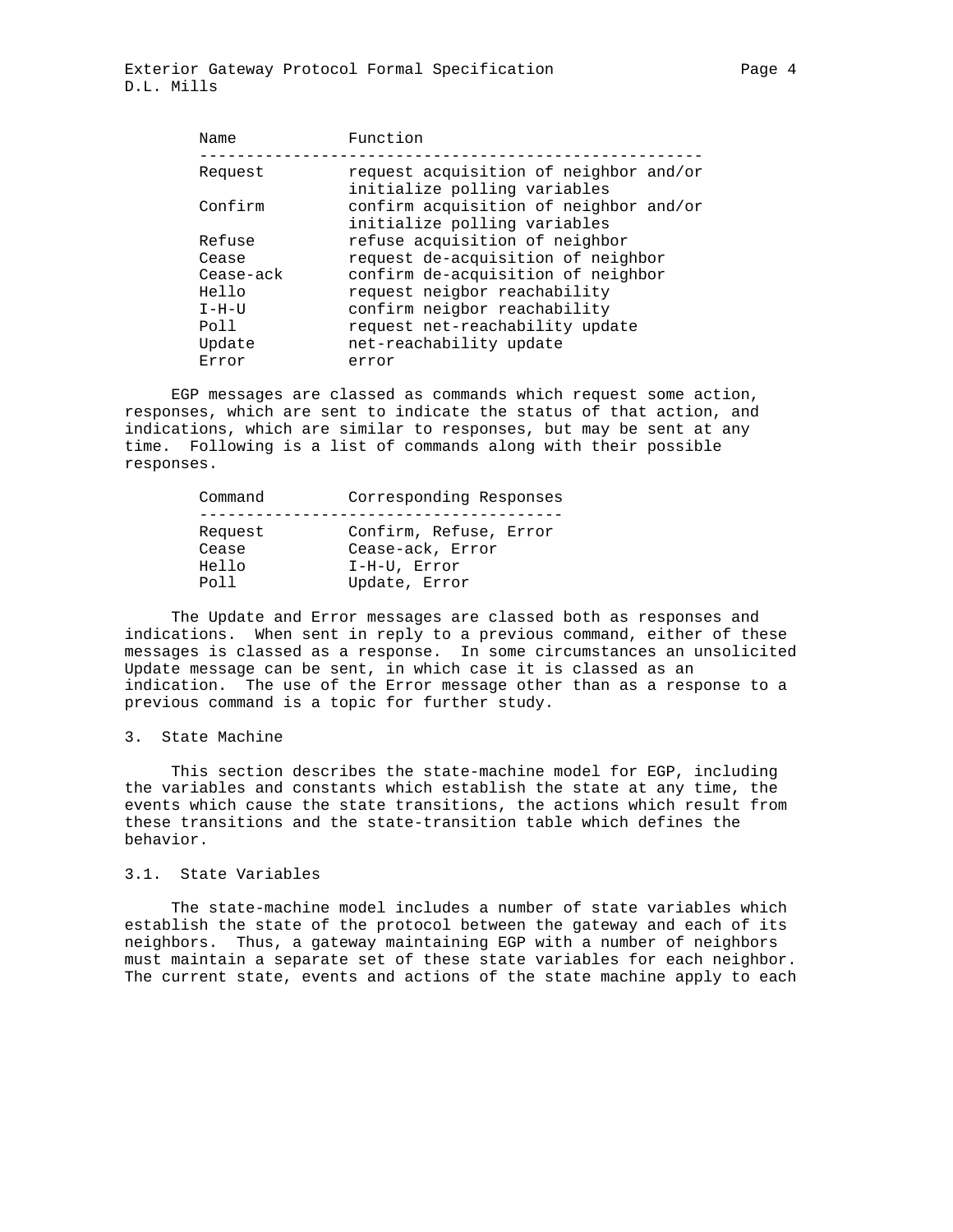| Name | Function |
|---|---|
| Request | request acquisition of neighbor and/or initialize polling variables |
| Confirm | confirm acquisition of neighbor and/or initialize polling variables |
| Refuse | refuse acquisition of neighbor |
| Cease | request de-acquisition of neighbor |
| Cease-ack | confirm de-acquisition of neighbor |
| Hello | request neigbor reachability |
| I-H-U | confirm neigbor reachability |
| Poll | request net-reachability update |
| Update | net-reachability update |
| Error | error |

EGP messages are classed as commands which request some action, responses, which are sent to indicate the status of that action, and indications, which are similar to responses, but may be sent at any time. Following is a list of commands along with their possible responses.

| Command | Corresponding Responses |
|---|---|
| Request | Confirm, Refuse, Error |
| Cease | Cease-ack, Error |
| Hello | I-H-U, Error |
| Poll | Update, Error |

The Update and Error messages are classed both as responses and indications. When sent in reply to a previous command, either of these messages is classed as a response. In some circumstances an unsolicited Update message can be sent, in which case it is classed as an indication. The use of the Error message other than as a response to a previous command is a topic for further study.

## 3. State Machine

This section describes the state-machine model for EGP, including the variables and constants which establish the state at any time, the events which cause the state transitions, the actions which result from these transitions and the state-transition table which defines the behavior.

### 3.1. State Variables

The state-machine model includes a number of state variables which establish the state of the protocol between the gateway and each of its neighbors. Thus, a gateway maintaining EGP with a number of neighbors must maintain a separate set of these state variables for each neighbor. The current state, events and actions of the state machine apply to each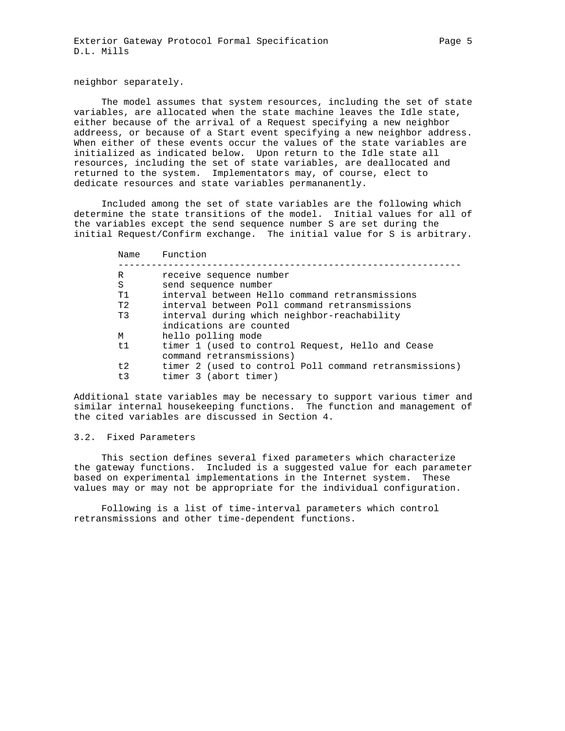neighbor separately.

The model assumes that system resources, including the set of state variables, are allocated when the state machine leaves the Idle state, either because of the arrival of a Request specifying a new neighbor addreess, or because of a Start event specifying a new neighbor address. When either of these events occur the values of the state variables are initialized as indicated below. Upon return to the Idle state all resources, including the set of state variables, are deallocated and returned to the system. Implementators may, of course, elect to dedicate resources and state variables permananently.

Included among the set of state variables are the following which determine the state transitions of the model. Initial values for all of the variables except the send sequence number S are set during the initial Request/Confirm exchange. The initial value for S is arbitrary.

| Name | Function |
|---|---|
| R | receive sequence number |
| S | send sequence number |
| T1 | interval between Hello command retransmissions |
| T2 | interval between Poll command retransmissions |
| T3 | interval during which neighbor-reachability indications are counted |
| M | hello polling mode |
| t1 | timer 1 (used to control Request, Hello and Cease command retransmissions) |
| t2 | timer 2 (used to control Poll command retransmissions) |
| t3 | timer 3 (abort timer) |

Additional state variables may be necessary to support various timer and similar internal housekeeping functions. The function and management of the cited variables are discussed in Section 4.

## 3.2. Fixed Parameters

This section defines several fixed parameters which characterize the gateway functions. Included is a suggested value for each parameter based on experimental implementations in the Internet system. These values may or may not be appropriate for the individual configuration.

Following is a list of time-interval parameters which control retransmissions and other time-dependent functions.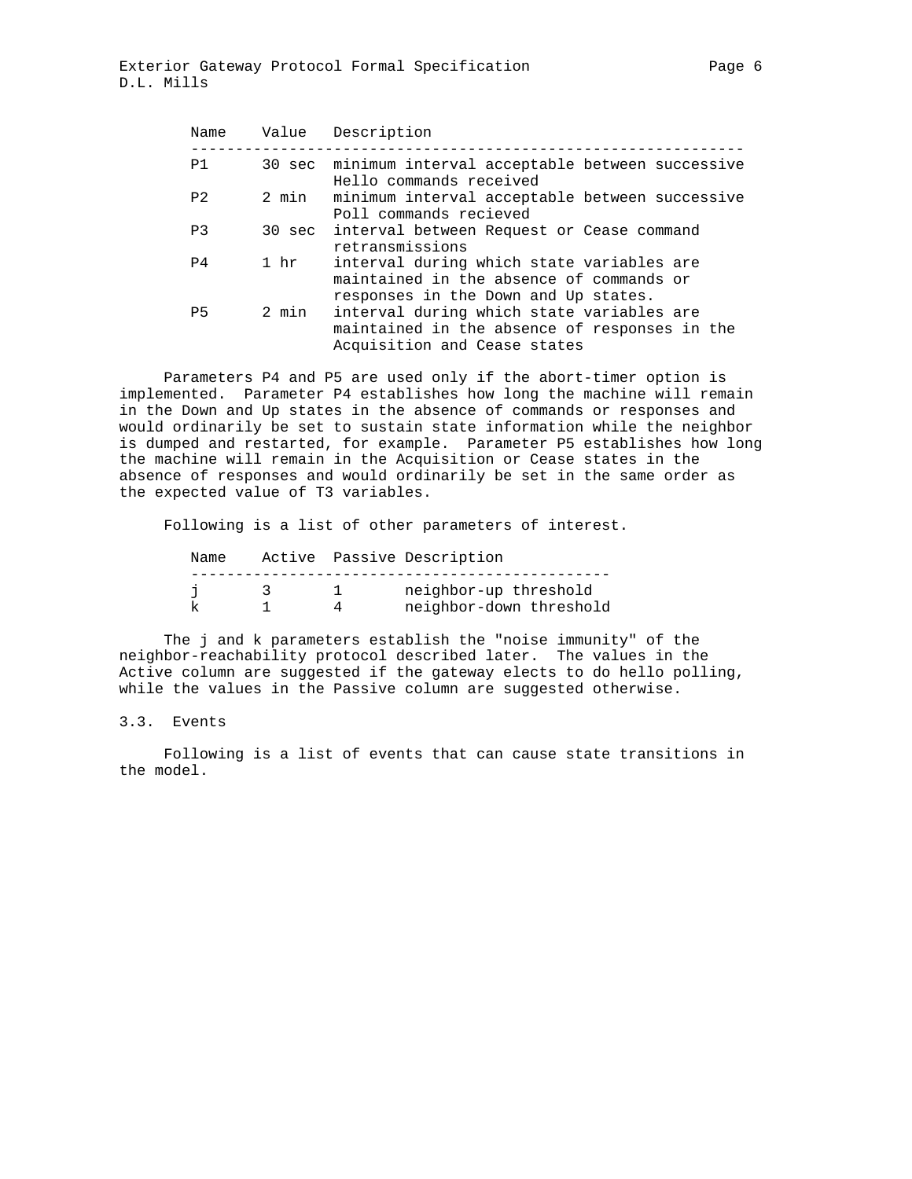| Name | Value | Description |
|---|---|---|
| P1 | 30 sec | minimum interval acceptable between successive Hello commands received |
| P2 | 2 min | minimum interval acceptable between successive Poll commands recieved |
| P3 | 30 sec | interval between Request or Cease command retransmissions |
| P4 | 1 hr | interval during which state variables are maintained in the absence of commands or responses in the Down and Up states. |
| P5 | 2 min | interval during which state variables are maintained in the absence of responses in the Acquisition and Cease states |

Parameters P4 and P5 are used only if the abort-timer option is implemented. Parameter P4 establishes how long the machine will remain in the Down and Up states in the absence of commands or responses and would ordinarily be set to sustain state information while the neighbor is dumped and restarted, for example. Parameter P5 establishes how long the machine will remain in the Acquisition or Cease states in the absence of responses and would ordinarily be set in the same order as the expected value of T3 variables.

Following is a list of other parameters of interest.

| Name | Active | Passive | Description |
|---|---|---|---|
| j | 3 | 1 | neighbor-up threshold |
| k | 1 | 4 | neighbor-down threshold |

The j and k parameters establish the "noise immunity" of the neighbor-reachability protocol described later. The values in the Active column are suggested if the gateway elects to do hello polling, while the values in the Passive column are suggested otherwise.

### 3.3. Events

Following is a list of events that can cause state transitions in the model.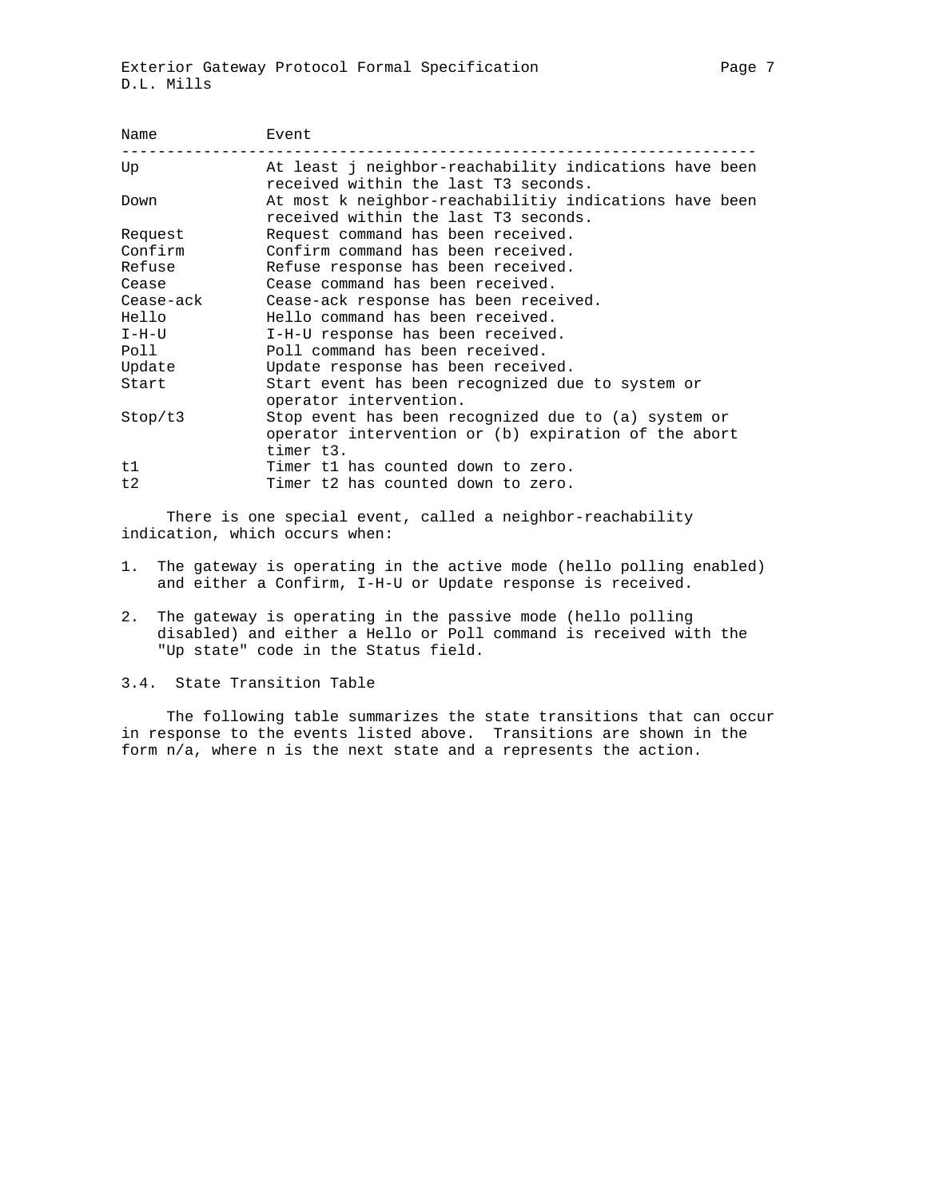| Name | Event |
| --- | --- |
| Up | At least j neighbor-reachability indications have been received within the last T3 seconds. |
| Down | At most k neighbor-reachabilitiy indications have been received within the last T3 seconds. |
| Request | Request command has been received. |
| Confirm | Confirm command has been received. |
| Refuse | Refuse response has been received. |
| Cease | Cease command has been received. |
| Cease-ack | Cease-ack response has been received. |
| Hello | Hello command has been received. |
| I-H-U | I-H-U response has been received. |
| Poll | Poll command has been received. |
| Update | Update response has been received. |
| Start | Start event has been recognized due to system or operator intervention. |
| Stop/t3 | Stop event has been recognized due to (a) system or operator intervention or (b) expiration of the abort timer t3. |
| t1 | Timer t1 has counted down to zero. |
| t2 | Timer t2 has counted down to zero. |

There is one special event, called a neighbor-reachability indication, which occurs when:

1. The gateway is operating in the active mode (hello polling enabled) and either a Confirm, I-H-U or Update response is received.
2. The gateway is operating in the passive mode (hello polling disabled) and either a Hello or Poll command is received with the "Up state" code in the Status field.

## 3.4. State Transition Table

The following table summarizes the state transitions that can occur in response to the events listed above. Transitions are shown in the form n/a, where n is the next state and a represents the action.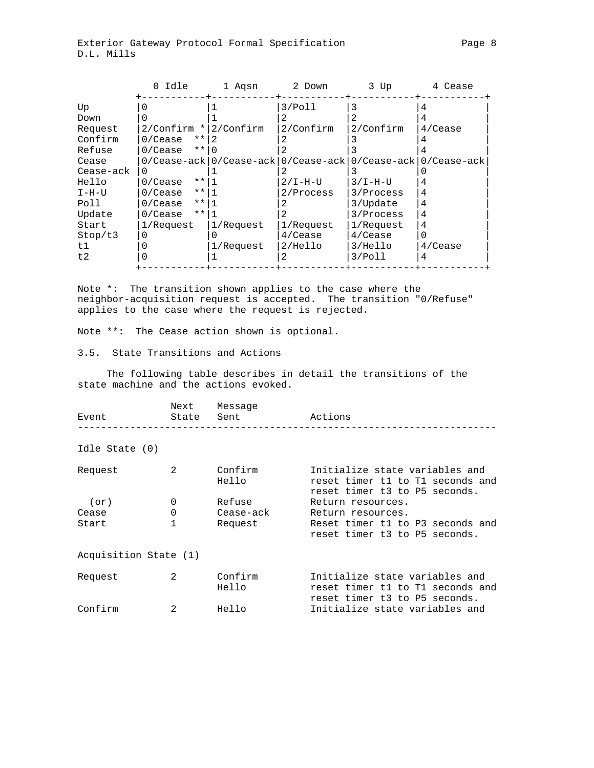| | 0 Idle | 1 Aqsn | 2 Down | 3 Up | 4 Cease |
|---|---|---|---|---|---|
| Up | 0 | 1 | 3/Poll | 3 | 4 |
| Down | 0 | 1 | 2 | 2 | 4 |
| Request | 2/Confirm * | 2/Confirm | 2/Confirm | 2/Confirm | 4/Cease |
| Confirm | 0/Cease ** | 2 | 2 | 3 | 4 |
| Refuse | 0/Cease ** | 0 | 2 | 3 | 4 |
| Cease | 0/Cease-ack | 0/Cease-ack | 0/Cease-ack | 0/Cease-ack | 0/Cease-ack |
| Cease-ack | 0 | 1 | 2 | 3 | 0 |
| Hello | 0/Cease ** | 1 | 2/I-H-U | 3/I-H-U | 4 |
| I-H-U | 0/Cease ** | 1 | 2/Process | 3/Process | 4 |
| Poll | 0/Cease ** | 1 | 2 | 3/Update | 4 |
| Update | 0/Cease ** | 1 | 2 | 3/Process | 4 |
| Start | 1/Request | 1/Request | 1/Request | 1/Request | 4 |
| Stop/t3 | 0 | 0 | 4/Cease | 4/Cease | 0 |
| t1 | 0 | 1/Request | 2/Hello | 3/Hello | 4/Cease |
| t2 | 0 | 1 | 2 | 3/Poll | 4 |

Note *: The transition shown applies to the case where the neighbor-acquisition request is accepted. The transition "0/Refuse" applies to the case where the request is rejected.

Note **: The Cease action shown is optional.

### 3.5. State Transitions and Actions

The following table describes in detail the transitions of the state machine and the actions evoked.

| Event | Next State | Message Sent | Actions |
|---|---|---|---|
| **Idle State (0)** | | | |
| Request | 2 | Confirm Hello | Initialize state variables and reset timer t1 to T1 seconds and reset timer t3 to P5 seconds. |
| (or) | 0 | Refuse | Return resources. |
| Cease | 0 | Cease-ack | Return resources. |
| Start | 1 | Request | Reset timer t1 to P3 seconds and reset timer t3 to P5 seconds. |
| **Acquisition State (1)** | | | |
| Request | 2 | Confirm Hello | Initialize state variables and reset timer t1 to T1 seconds and reset timer t3 to P5 seconds. |
| Confirm | 2 | Hello | Initialize state variables and |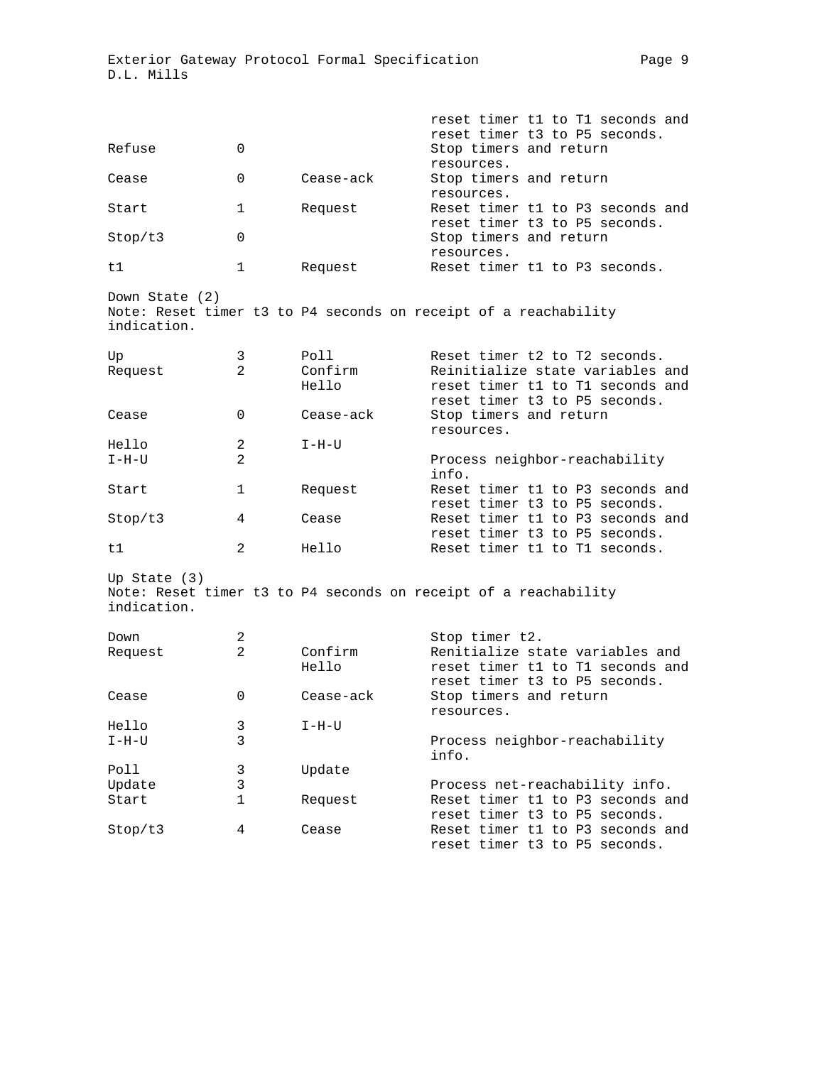| | | | |
|---|---|---|---|
| | | | reset timer t1 to T1 seconds and reset timer t3 to P5 seconds. |
| Refuse | 0 | | Stop timers and return resources. |
| Cease | 0 | Cease-ack | Stop timers and return resources. |
| Start | 1 | Request | Reset timer t1 to P3 seconds and reset timer t3 to P5 seconds. |
| Stop/t3 | 0 | | Stop timers and return resources. |
| t1 | 1 | Request | Reset timer t1 to P3 seconds. |

Down State (2)
Note: Reset timer t3 to P4 seconds on receipt of a reachability indication.

| | | | |
|---|---|---|---|
| Up | 3 | Poll | Reset timer t2 to T2 seconds. |
| Request | 2 | Confirm Hello | Reinitialize state variables and reset timer t1 to T1 seconds and reset timer t3 to P5 seconds. |
| Cease | 0 | Cease-ack | Stop timers and return resources. |
| Hello | 2 | I-H-U | |
| I-H-U | 2 | | Process neighbor-reachability info. |
| Start | 1 | Request | Reset timer t1 to P3 seconds and reset timer t3 to P5 seconds. |
| Stop/t3 | 4 | Cease | Reset timer t1 to P3 seconds and reset timer t3 to P5 seconds. |
| t1 | 2 | Hello | Reset timer t1 to T1 seconds. |

Up State (3)
Note: Reset timer t3 to P4 seconds on receipt of a reachability indication.

| | | | |
|---|---|---|---|
| Down | 2 | | Stop timer t2. |
| Request | 2 | Confirm Hello | Renitialize state variables and reset timer t1 to T1 seconds and reset timer t3 to P5 seconds. |
| Cease | 0 | Cease-ack | Stop timers and return resources. |
| Hello | 3 | I-H-U | |
| I-H-U | 3 | | Process neighbor-reachability info. |
| Poll | 3 | Update | |
| Update | 3 | | Process net-reachability info. |
| Start | 1 | Request | Reset timer t1 to P3 seconds and reset timer t3 to P5 seconds. |
| Stop/t3 | 4 | Cease | Reset timer t1 to P3 seconds and reset timer t3 to P5 seconds. |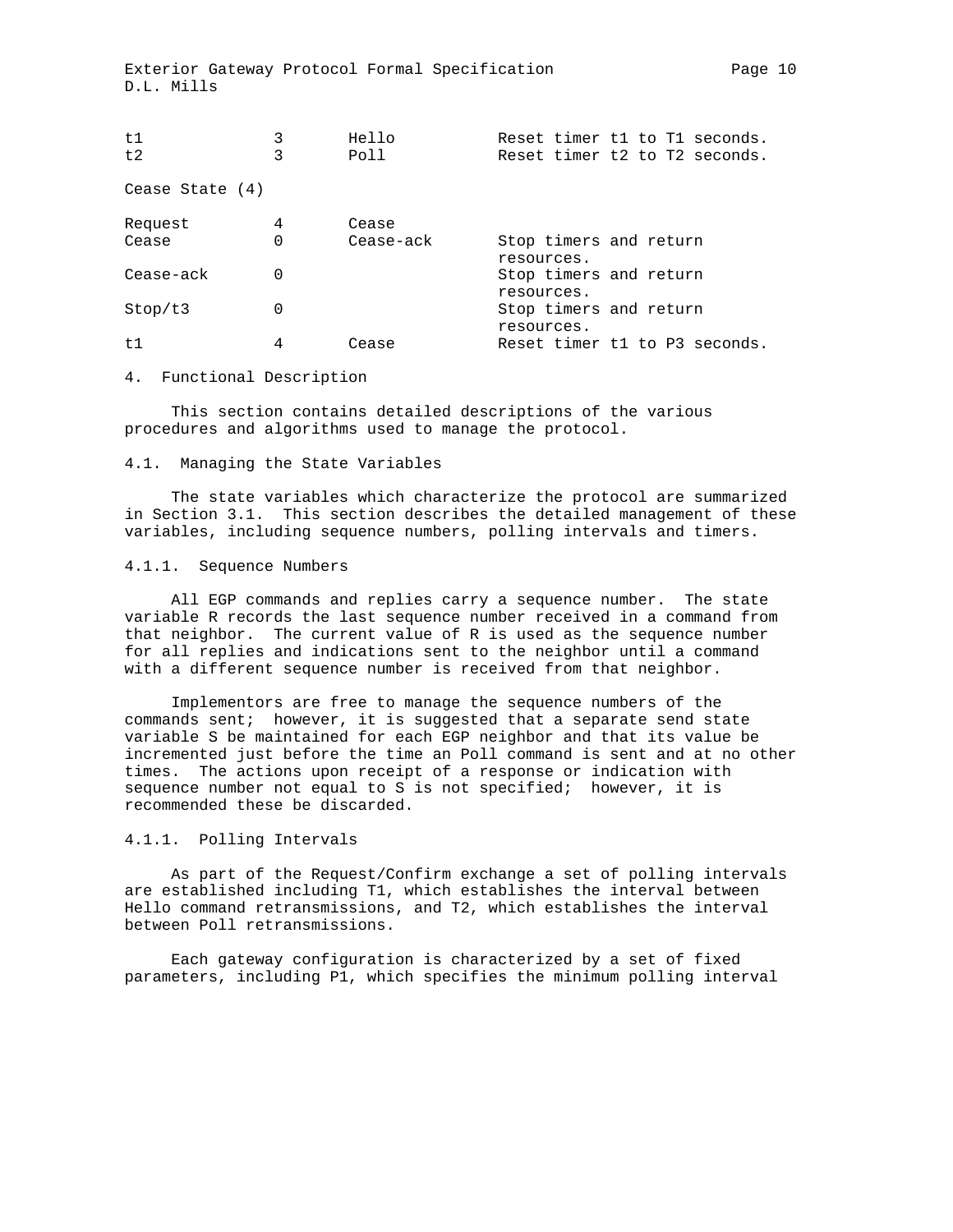| | | | |
|---|---|---|---|
| t1 | 3 | Hello | Reset timer t1 to T1 seconds. |
| t2 | 3 | Poll | Reset timer t2 to T2 seconds. |

Cease State (4)

| | | | |
|---|---|---|---|
| Request | 4 | Cease | |
| Cease | 0 | Cease-ack | Stop timers and return resources. |
| Cease-ack | 0 | | Stop timers and return resources. |
| Stop/t3 | 0 | | Stop timers and return resources. |
| t1 | 4 | Cease | Reset timer t1 to P3 seconds. |

## 4. Functional Description

This section contains detailed descriptions of the various procedures and algorithms used to manage the protocol.

### 4.1. Managing the State Variables

The state variables which characterize the protocol are summarized in Section 3.1. This section describes the detailed management of these variables, including sequence numbers, polling intervals and timers.

#### 4.1.1. Sequence Numbers

All EGP commands and replies carry a sequence number. The state variable R records the last sequence number received in a command from that neighbor. The current value of R is used as the sequence number for all replies and indications sent to the neighbor until a command with a different sequence number is received from that neighbor.

Implementors are free to manage the sequence numbers of the commands sent; however, it is suggested that a separate send state variable S be maintained for each EGP neighbor and that its value be incremented just before the time an Poll command is sent and at no other times. The actions upon receipt of a response or indication with sequence number not equal to S is not specified; however, it is recommended these be discarded.

#### 4.1.1. Polling Intervals

As part of the Request/Confirm exchange a set of polling intervals are established including T1, which establishes the interval between Hello command retransmissions, and T2, which establishes the interval between Poll retransmissions.

Each gateway configuration is characterized by a set of fixed parameters, including P1, which specifies the minimum polling interval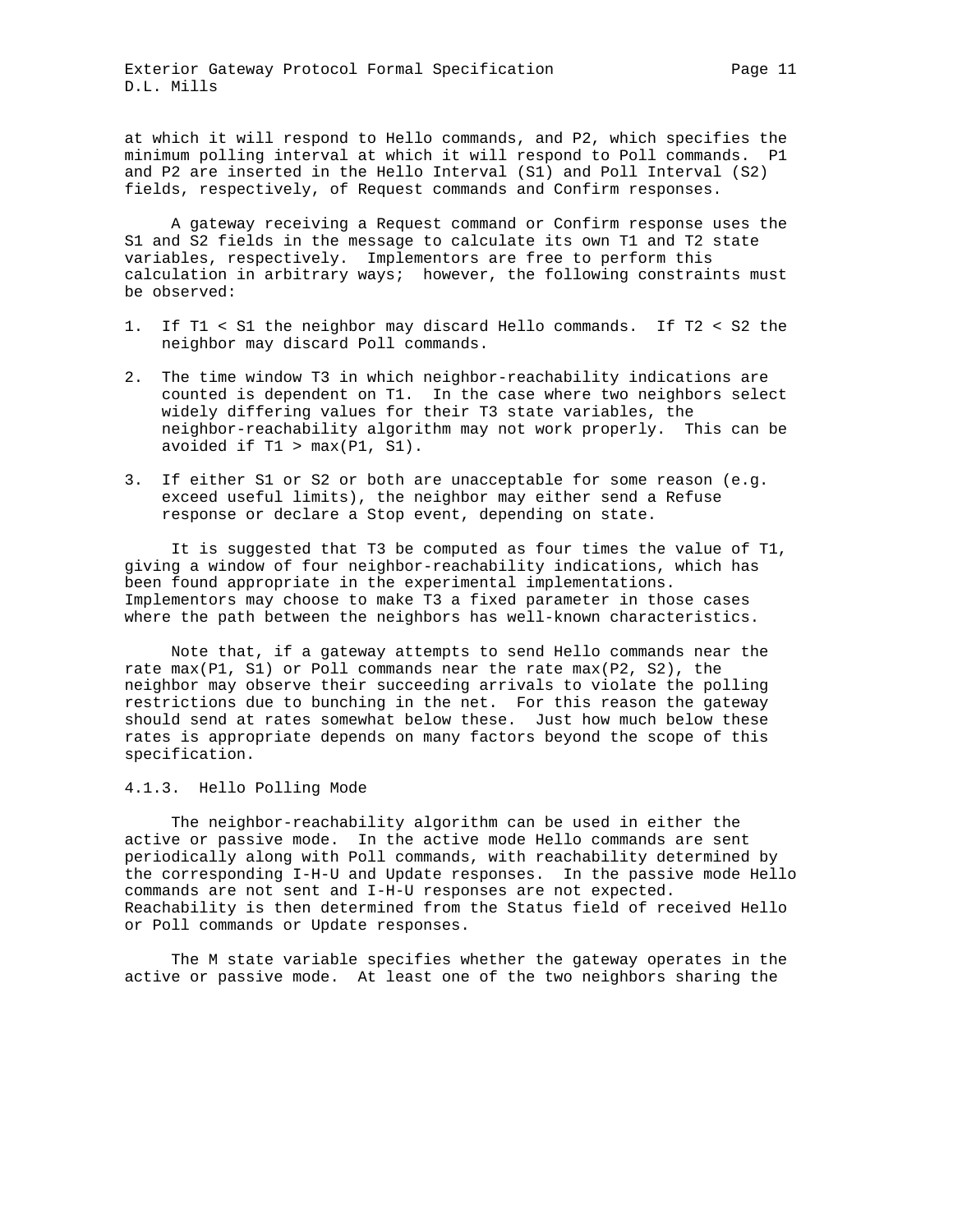at which it will respond to Hello commands, and P2, which specifies the minimum polling interval at which it will respond to Poll commands. P1 and P2 are inserted in the Hello Interval (S1) and Poll Interval (S2) fields, respectively, of Request commands and Confirm responses.

A gateway receiving a Request command or Confirm response uses the S1 and S2 fields in the message to calculate its own T1 and T2 state variables, respectively. Implementors are free to perform this calculation in arbitrary ways; however, the following constraints must be observed:

1. If T1 < S1 the neighbor may discard Hello commands. If T2 < S2 the neighbor may discard Poll commands.
2. The time window T3 in which neighbor-reachability indications are counted is dependent on T1. In the case where two neighbors select widely differing values for their T3 state variables, the neighbor-reachability algorithm may not work properly. This can be avoided if T1 > max(P1, S1).
3. If either S1 or S2 or both are unacceptable for some reason (e.g. exceed useful limits), the neighbor may either send a Refuse response or declare a Stop event, depending on state.

It is suggested that T3 be computed as four times the value of T1, giving a window of four neighbor-reachability indications, which has been found appropriate in the experimental implementations. Implementors may choose to make T3 a fixed parameter in those cases where the path between the neighbors has well-known characteristics.

Note that, if a gateway attempts to send Hello commands near the rate max(P1, S1) or Poll commands near the rate max(P2, S2), the neighbor may observe their succeeding arrivals to violate the polling restrictions due to bunching in the net. For this reason the gateway should send at rates somewhat below these. Just how much below these rates is appropriate depends on many factors beyond the scope of this specification.

### 4.1.3. Hello Polling Mode

The neighbor-reachability algorithm can be used in either the active or passive mode. In the active mode Hello commands are sent periodically along with Poll commands, with reachability determined by the corresponding I-H-U and Update responses. In the passive mode Hello commands are not sent and I-H-U responses are not expected. Reachability is then determined from the Status field of received Hello or Poll commands or Update responses.

The M state variable specifies whether the gateway operates in the active or passive mode. At least one of the two neighbors sharing the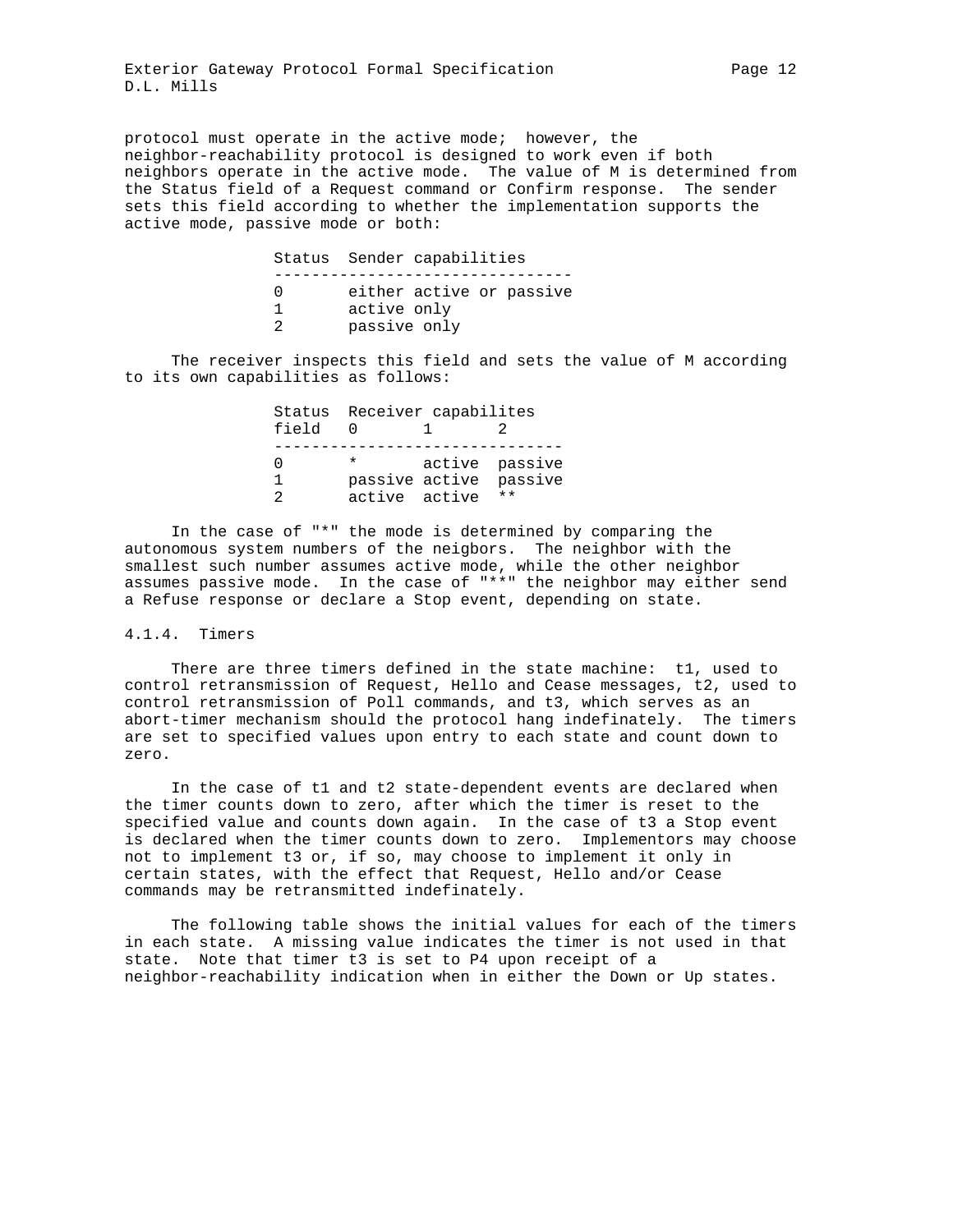protocol must operate in the active mode; however, the neighbor-reachability protocol is designed to work even if both neighbors operate in the active mode. The value of M is determined from the Status field of a Request command or Confirm response. The sender sets this field according to whether the implementation supports the active mode, passive mode or both:

| Status | Sender capabilities |
|---|---|
| 0 | either active or passive |
| 1 | active only |
| 2 | passive only |

The receiver inspects this field and sets the value of M according to its own capabilities as follows:

| Status | Receiver capabilites | | |
|---|---|---|---|
| field | 0 | 1 | 2 |
| 0 | * | active | passive |
| 1 | passive | active | passive |
| 2 | active | active | ** |

In the case of "*" the mode is determined by comparing the autonomous system numbers of the neigbors. The neighbor with the smallest such number assumes active mode, while the other neighbor assumes passive mode. In the case of "**" the neighbor may either send a Refuse response or declare a Stop event, depending on state.

### 4.1.4. Timers

There are three timers defined in the state machine: t1, used to control retransmission of Request, Hello and Cease messages, t2, used to control retransmission of Poll commands, and t3, which serves as an abort-timer mechanism should the protocol hang indefinately. The timers are set to specified values upon entry to each state and count down to zero.

In the case of t1 and t2 state-dependent events are declared when the timer counts down to zero, after which the timer is reset to the specified value and counts down again. In the case of t3 a Stop event is declared when the timer counts down to zero. Implementors may choose not to implement t3 or, if so, may choose to implement it only in certain states, with the effect that Request, Hello and/or Cease commands may be retransmitted indefinately.

The following table shows the initial values for each of the timers in each state. A missing value indicates the timer is not used in that state. Note that timer t3 is set to P4 upon receipt of a neighbor-reachability indication when in either the Down or Up states.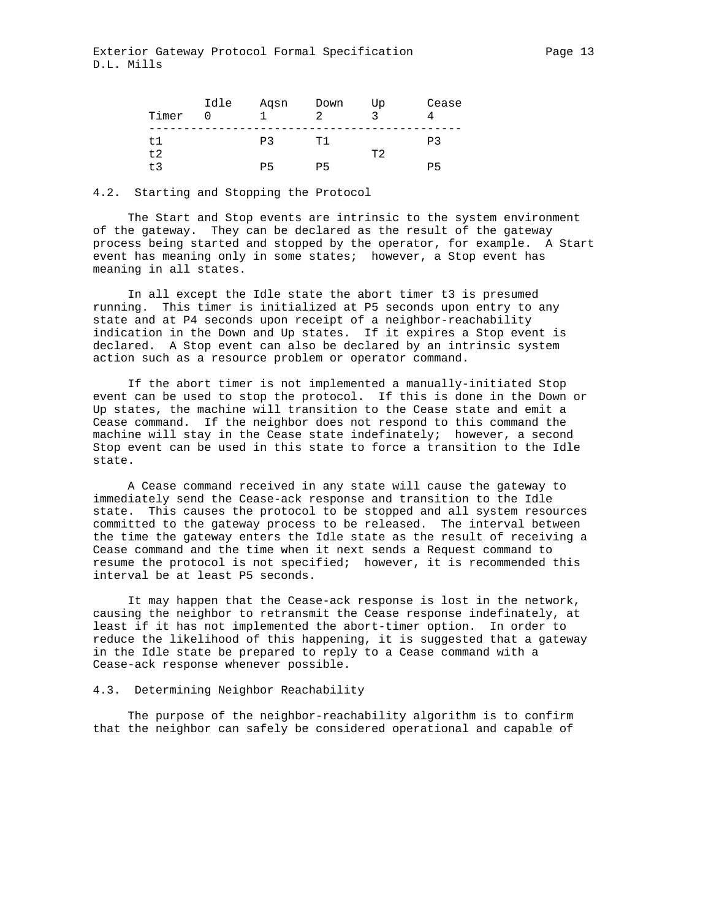| Timer | Idle 0 | Aqsn 1 | Down 2 | Up 3 | Cease 4 |
|---|---|---|---|---|---|
| t1 | | P3 | T1 | | P3 |
| t2 | | | | T2 | |
| t3 | | P5 | P5 | | P5 |

### 4.2. Starting and Stopping the Protocol

The Start and Stop events are intrinsic to the system environment of the gateway. They can be declared as the result of the gateway process being started and stopped by the operator, for example. A Start event has meaning only in some states; however, a Stop event has meaning in all states.

In all except the Idle state the abort timer t3 is presumed running. This timer is initialized at P5 seconds upon entry to any state and at P4 seconds upon receipt of a neighbor-reachability indication in the Down and Up states. If it expires a Stop event is declared. A Stop event can also be declared by an intrinsic system action such as a resource problem or operator command.

If the abort timer is not implemented a manually-initiated Stop event can be used to stop the protocol. If this is done in the Down or Up states, the machine will transition to the Cease state and emit a Cease command. If the neighbor does not respond to this command the machine will stay in the Cease state indefinately; however, a second Stop event can be used in this state to force a transition to the Idle state.

A Cease command received in any state will cause the gateway to immediately send the Cease-ack response and transition to the Idle state. This causes the protocol to be stopped and all system resources committed to the gateway process to be released. The interval between the time the gateway enters the Idle state as the result of receiving a Cease command and the time when it next sends a Request command to resume the protocol is not specified; however, it is recommended this interval be at least P5 seconds.

It may happen that the Cease-ack response is lost in the network, causing the neighbor to retransmit the Cease response indefinately, at least if it has not implemented the abort-timer option. In order to reduce the likelihood of this happening, it is suggested that a gateway in the Idle state be prepared to reply to a Cease command with a Cease-ack response whenever possible.

### 4.3. Determining Neighbor Reachability

The purpose of the neighbor-reachability algorithm is to confirm that the neighbor can safely be considered operational and capable of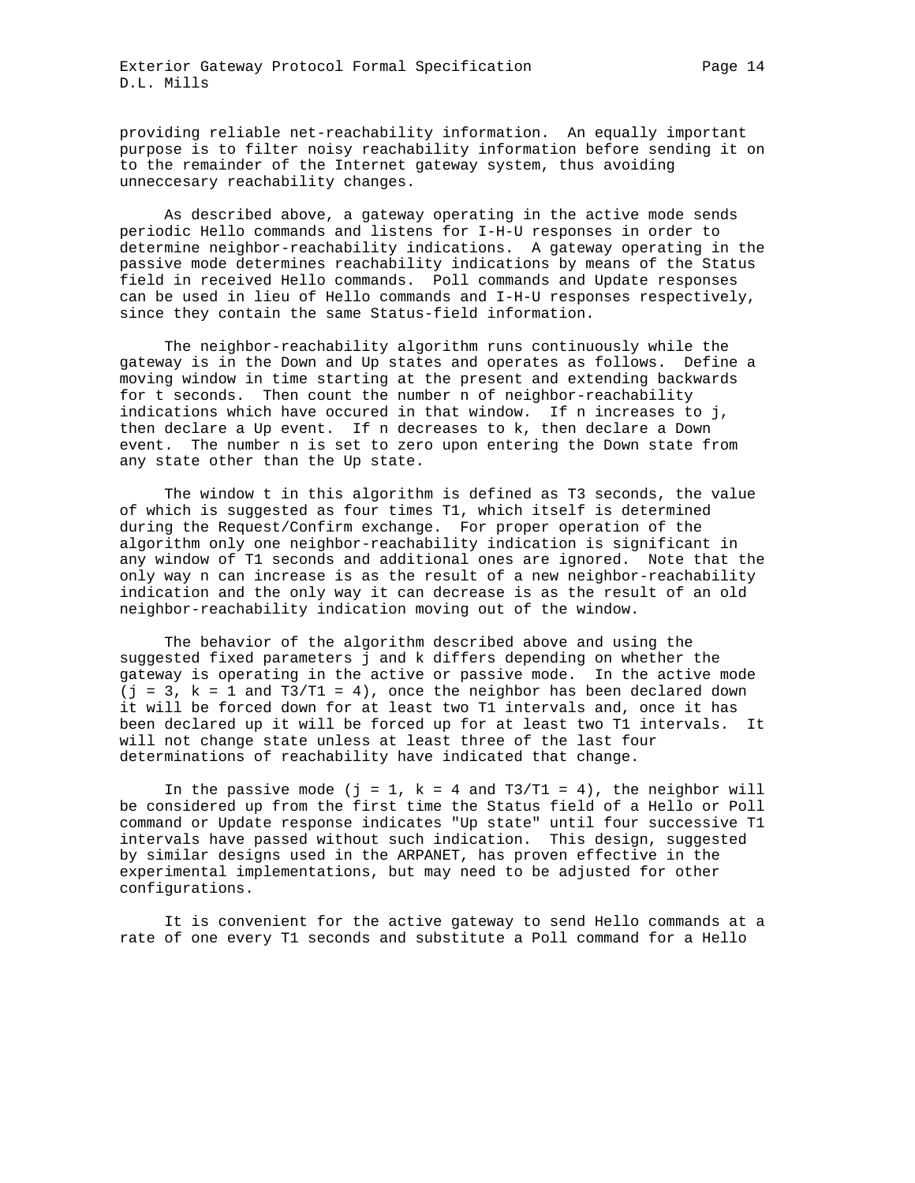providing reliable net-reachability information. An equally important purpose is to filter noisy reachability information before sending it on to the remainder of the Internet gateway system, thus avoiding unneccesary reachability changes.

As described above, a gateway operating in the active mode sends periodic Hello commands and listens for I-H-U responses in order to determine neighbor-reachability indications. A gateway operating in the passive mode determines reachability indications by means of the Status field in received Hello commands. Poll commands and Update responses can be used in lieu of Hello commands and I-H-U responses respectively, since they contain the same Status-field information.

The neighbor-reachability algorithm runs continuously while the gateway is in the Down and Up states and operates as follows. Define a moving window in time starting at the present and extending backwards for t seconds. Then count the number n of neighbor-reachability indications which have occured in that window. If n increases to j, then declare a Up event. If n decreases to k, then declare a Down event. The number n is set to zero upon entering the Down state from any state other than the Up state.

The window t in this algorithm is defined as T3 seconds, the value of which is suggested as four times T1, which itself is determined during the Request/Confirm exchange. For proper operation of the algorithm only one neighbor-reachability indication is significant in any window of T1 seconds and additional ones are ignored. Note that the only way n can increase is as the result of a new neighbor-reachability indication and the only way it can decrease is as the result of an old neighbor-reachability indication moving out of the window.

The behavior of the algorithm described above and using the suggested fixed parameters j and k differs depending on whether the gateway is operating in the active or passive mode. In the active mode ($j = 3$, $k = 1$ and $T3/T1 = 4$), once the neighbor has been declared down it will be forced down for at least two T1 intervals and, once it has been declared up it will be forced up for at least two T1 intervals. It will not change state unless at least three of the last four determinations of reachability have indicated that change.

In the passive mode ($j = 1$, $k = 4$ and $T3/T1 = 4$), the neighbor will be considered up from the first time the Status field of a Hello or Poll command or Update response indicates "Up state" until four successive T1 intervals have passed without such indication. This design, suggested by similar designs used in the ARPANET, has proven effective in the experimental implementations, but may need to be adjusted for other configurations.

It is convenient for the active gateway to send Hello commands at a rate of one every T1 seconds and substitute a Poll command for a Hello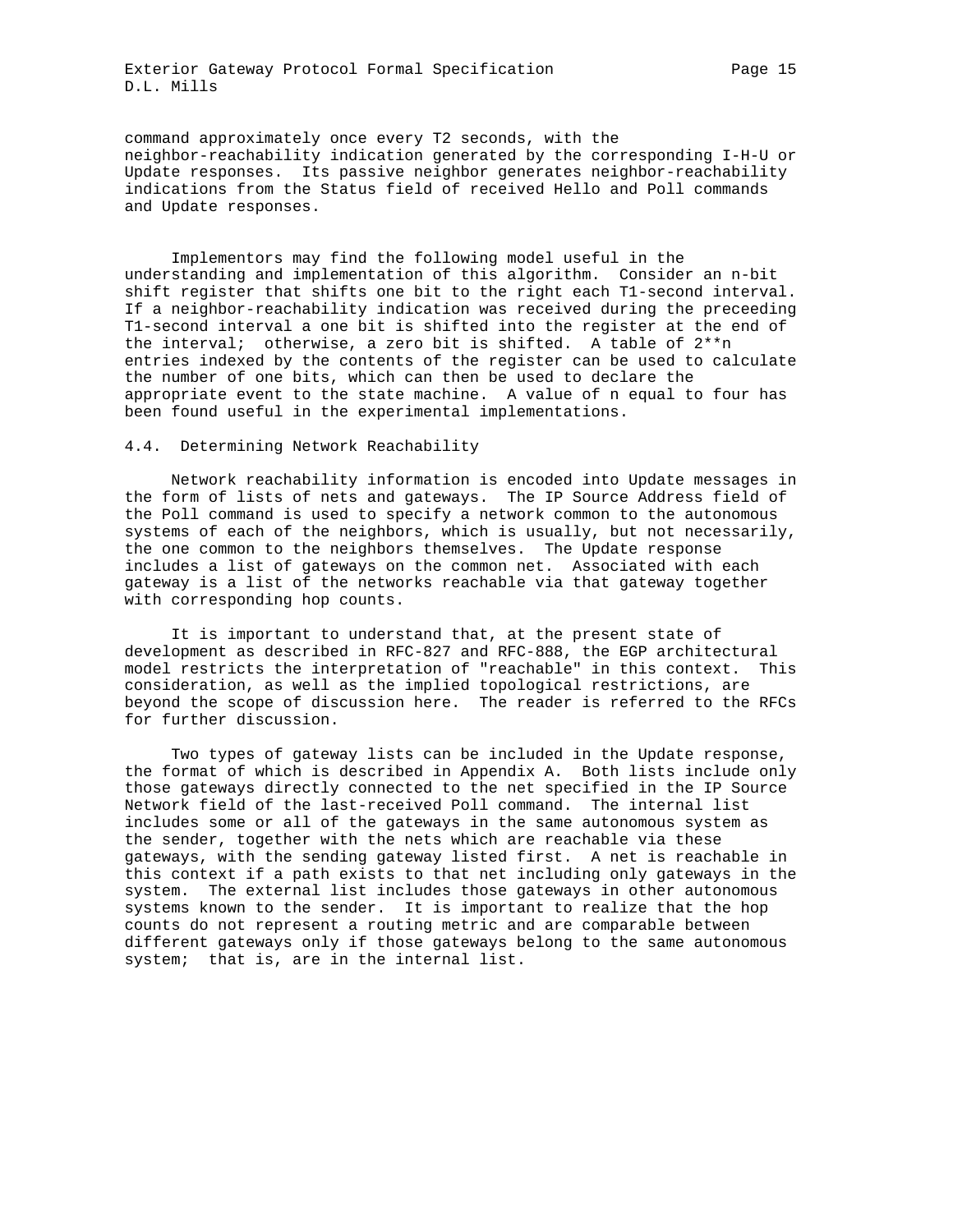command approximately once every T2 seconds, with the neighbor-reachability indication generated by the corresponding I-H-U or Update responses. Its passive neighbor generates neighbor-reachability indications from the Status field of received Hello and Poll commands and Update responses.

Implementors may find the following model useful in the understanding and implementation of this algorithm. Consider an n-bit shift register that shifts one bit to the right each T1-second interval. If a neighbor-reachability indication was received during the preceeding T1-second interval a one bit is shifted into the register at the end of the interval; otherwise, a zero bit is shifted. A table of 2**n entries indexed by the contents of the register can be used to calculate the number of one bits, which can then be used to declare the appropriate event to the state machine. A value of n equal to four has been found useful in the experimental implementations.

## 4.4. Determining Network Reachability

Network reachability information is encoded into Update messages in the form of lists of nets and gateways. The IP Source Address field of the Poll command is used to specify a network common to the autonomous systems of each of the neighbors, which is usually, but not necessarily, the one common to the neighbors themselves. The Update response includes a list of gateways on the common net. Associated with each gateway is a list of the networks reachable via that gateway together with corresponding hop counts.

It is important to understand that, at the present state of development as described in RFC-827 and RFC-888, the EGP architectural model restricts the interpretation of "reachable" in this context. This consideration, as well as the implied topological restrictions, are beyond the scope of discussion here. The reader is referred to the RFCs for further discussion.

Two types of gateway lists can be included in the Update response, the format of which is described in Appendix A. Both lists include only those gateways directly connected to the net specified in the IP Source Network field of the last-received Poll command. The internal list includes some or all of the gateways in the same autonomous system as the sender, together with the nets which are reachable via these gateways, with the sending gateway listed first. A net is reachable in this context if a path exists to that net including only gateways in the system. The external list includes those gateways in other autonomous systems known to the sender. It is important to realize that the hop counts do not represent a routing metric and are comparable between different gateways only if those gateways belong to the same autonomous system; that is, are in the internal list.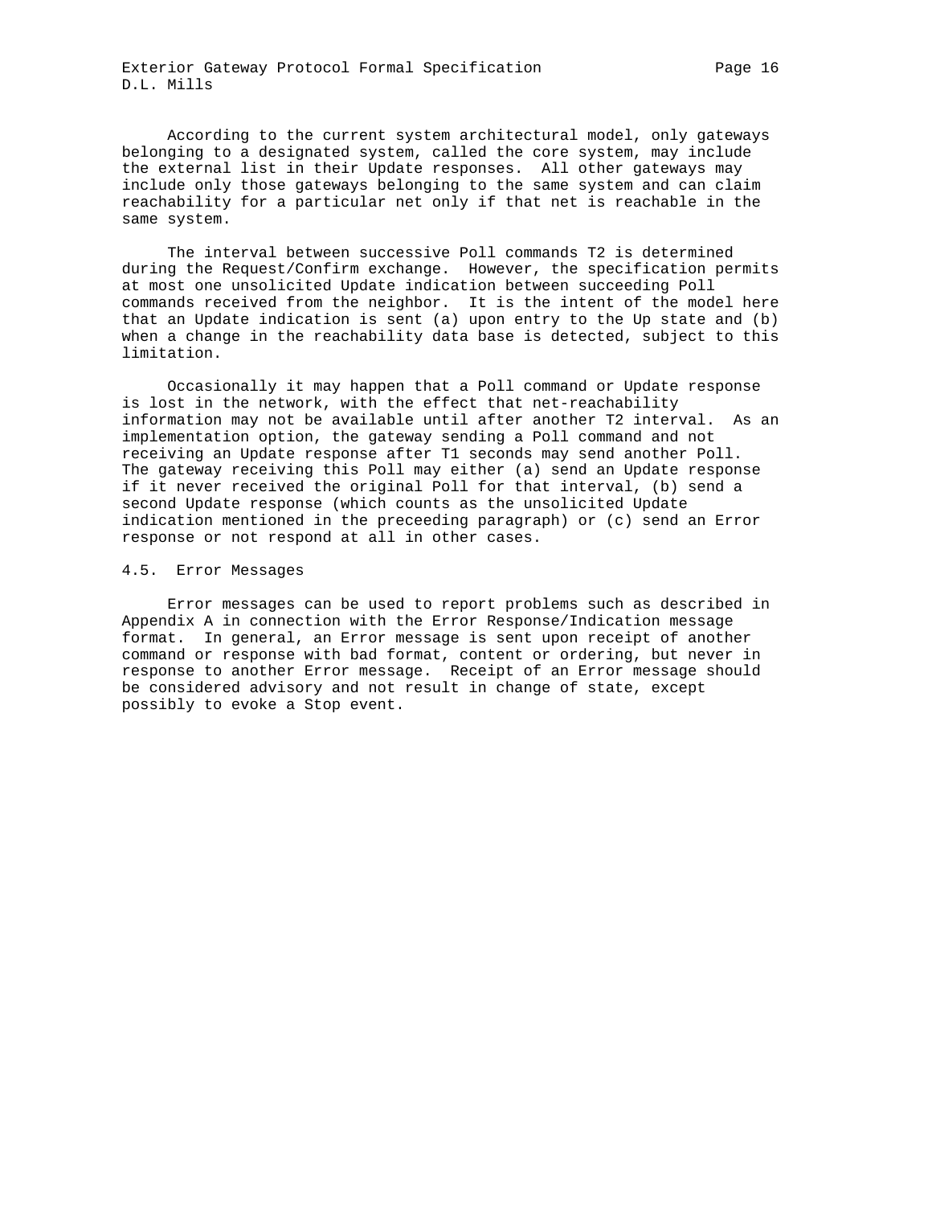According to the current system architectural model, only gateways belonging to a designated system, called the core system, may include the external list in their Update responses. All other gateways may include only those gateways belonging to the same system and can claim reachability for a particular net only if that net is reachable in the same system.

The interval between successive Poll commands T2 is determined during the Request/Confirm exchange. However, the specification permits at most one unsolicited Update indication between succeeding Poll commands received from the neighbor. It is the intent of the model here that an Update indication is sent (a) upon entry to the Up state and (b) when a change in the reachability data base is detected, subject to this limitation.

Occasionally it may happen that a Poll command or Update response is lost in the network, with the effect that net-reachability information may not be available until after another T2 interval. As an implementation option, the gateway sending a Poll command and not receiving an Update response after T1 seconds may send another Poll. The gateway receiving this Poll may either (a) send an Update response if it never received the original Poll for that interval, (b) send a second Update response (which counts as the unsolicited Update indication mentioned in the preceeding paragraph) or (c) send an Error response or not respond at all in other cases.

## 4.5. Error Messages

Error messages can be used to report problems such as described in Appendix A in connection with the Error Response/Indication message format. In general, an Error message is sent upon receipt of another command or response with bad format, content or ordering, but never in response to another Error message. Receipt of an Error message should be considered advisory and not result in change of state, except possibly to evoke a Stop event.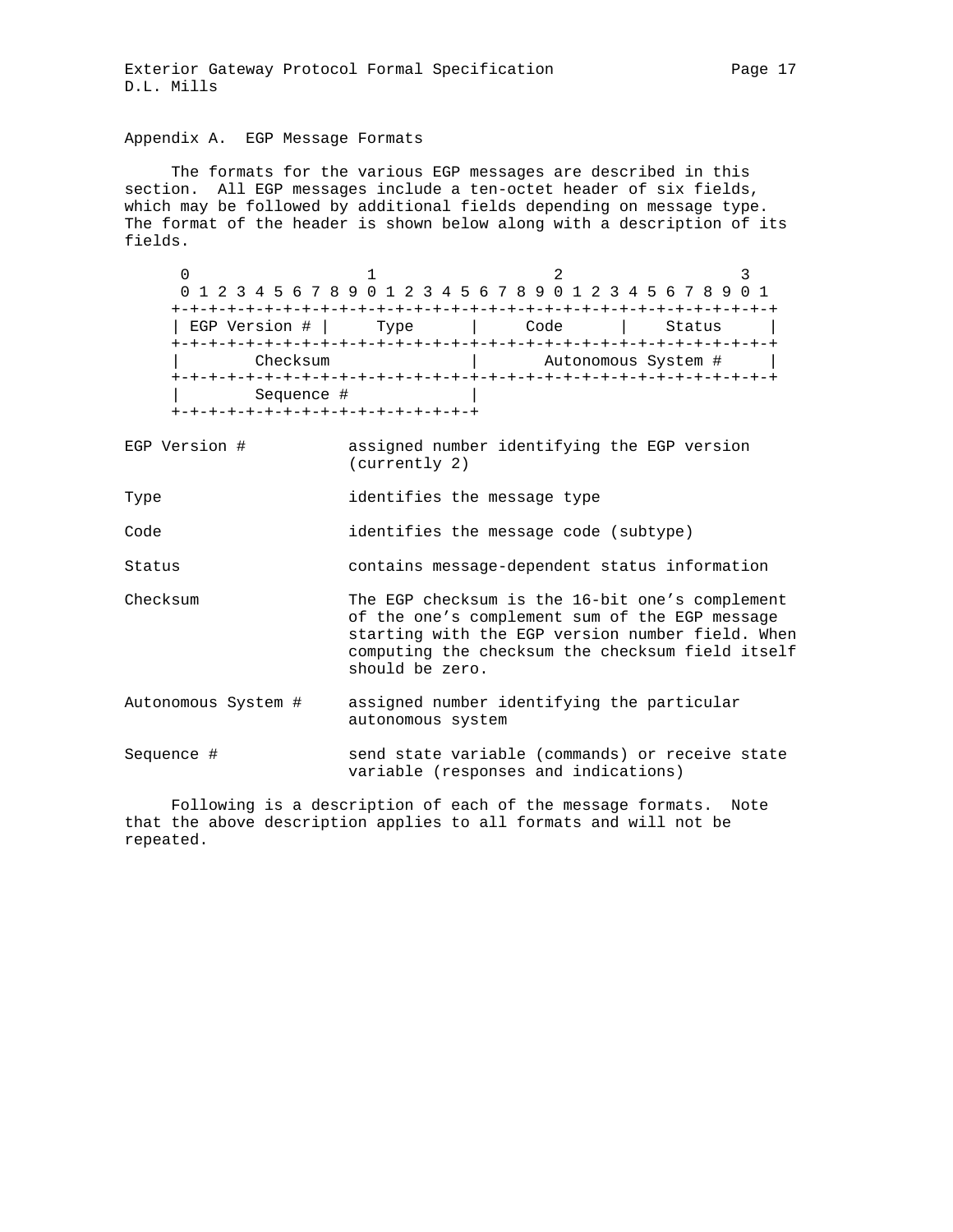## Appendix A. EGP Message Formats

The formats for the various EGP messages are described in this section. All EGP messages include a ten-octet header of six fields, which may be followed by additional fields depending on message type. The format of the header is shown below along with a description of its fields.

```
  0                   1                   2                   3
  0 1 2 3 4 5 6 7 8 9 0 1 2 3 4 5 6 7 8 9 0 1 2 3 4 5 6 7 8 9 0 1
 +-+-+-+-+-+-+-+-+-+-+-+-+-+-+-+-+-+-+-+-+-+-+-+-+-+-+-+-+-+-+-+-+
 | EGP Version # |     Type      |     Code      |    Status     |
 +-+-+-+-+-+-+-+-+-+-+-+-+-+-+-+-+-+-+-+-+-+-+-+-+-+-+-+-+-+-+-+-+
 |        Checksum               |       Autonomous System #     |
 +-+-+-+-+-+-+-+-+-+-+-+-+-+-+-+-+-+-+-+-+-+-+-+-+-+-+-+-+-+-+-+-+
 |        Sequence #             |
 +-+-+-+-+-+-+-+-+-+-+-+-+-+-+-+-+
```

| Field | Description |
| --- | --- |
| EGP Version # | assigned number identifying the EGP version (currently 2) |
| Type | identifies the message type |
| Code | identifies the message code (subtype) |
| Status | contains message-dependent status information |
| Checksum | The EGP checksum is the 16-bit one's complement of the one's complement sum of the EGP message starting with the EGP version number field. When computing the checksum the checksum field itself should be zero. |
| Autonomous System # | assigned number identifying the particular autonomous system |
| Sequence # | send state variable (commands) or receive state variable (responses and indications) |

Following is a description of each of the message formats. Note that the above description applies to all formats and will not be repeated.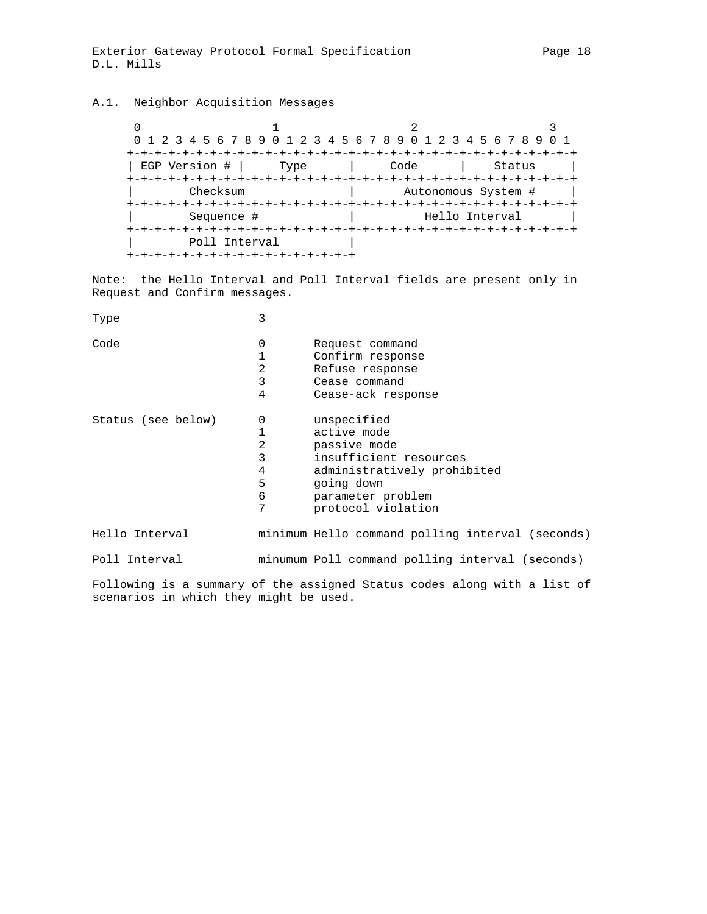## A.1. Neighbor Acquisition Messages

```
 0                   1                   2                   3
 0 1 2 3 4 5 6 7 8 9 0 1 2 3 4 5 6 7 8 9 0 1 2 3 4 5 6 7 8 9 0 1
+-+-+-+-+-+-+-+-+-+-+-+-+-+-+-+-+-+-+-+-+-+-+-+-+-+-+-+-+-+-+-+-+
| EGP Version # |     Type      |     Code      |    Status     |
+-+-+-+-+-+-+-+-+-+-+-+-+-+-+-+-+-+-+-+-+-+-+-+-+-+-+-+-+-+-+-+-+
|        Checksum               |       Autonomous System #     |
+-+-+-+-+-+-+-+-+-+-+-+-+-+-+-+-+-+-+-+-+-+-+-+-+-+-+-+-+-+-+-+-+
|        Sequence #             |          Hello Interval       |
+-+-+-+-+-+-+-+-+-+-+-+-+-+-+-+-+-+-+-+-+-+-+-+-+-+-+-+-+-+-+-+-+
|        Poll Interval          |
+-+-+-+-+-+-+-+-+-+-+-+-+-+-+-+-+
```

Note: the Hello Interval and Poll Interval fields are present only in Request and Confirm messages.

```
Type                    3

Code                    0       Request command
                        1       Confirm response
                        2       Refuse response
                        3       Cease command
                        4       Cease-ack response

Status (see below)      0       unspecified
                        1       active mode
                        2       passive mode
                        3       insufficient resources
                        4       administratively prohibited
                        5       going down
                        6       parameter problem
                        7       protocol violation

Hello Interval          minimum Hello command polling interval (seconds)

Poll Interval           minumum Poll command polling interval (seconds)
```

Following is a summary of the assigned Status codes along with a list of scenarios in which they might be used.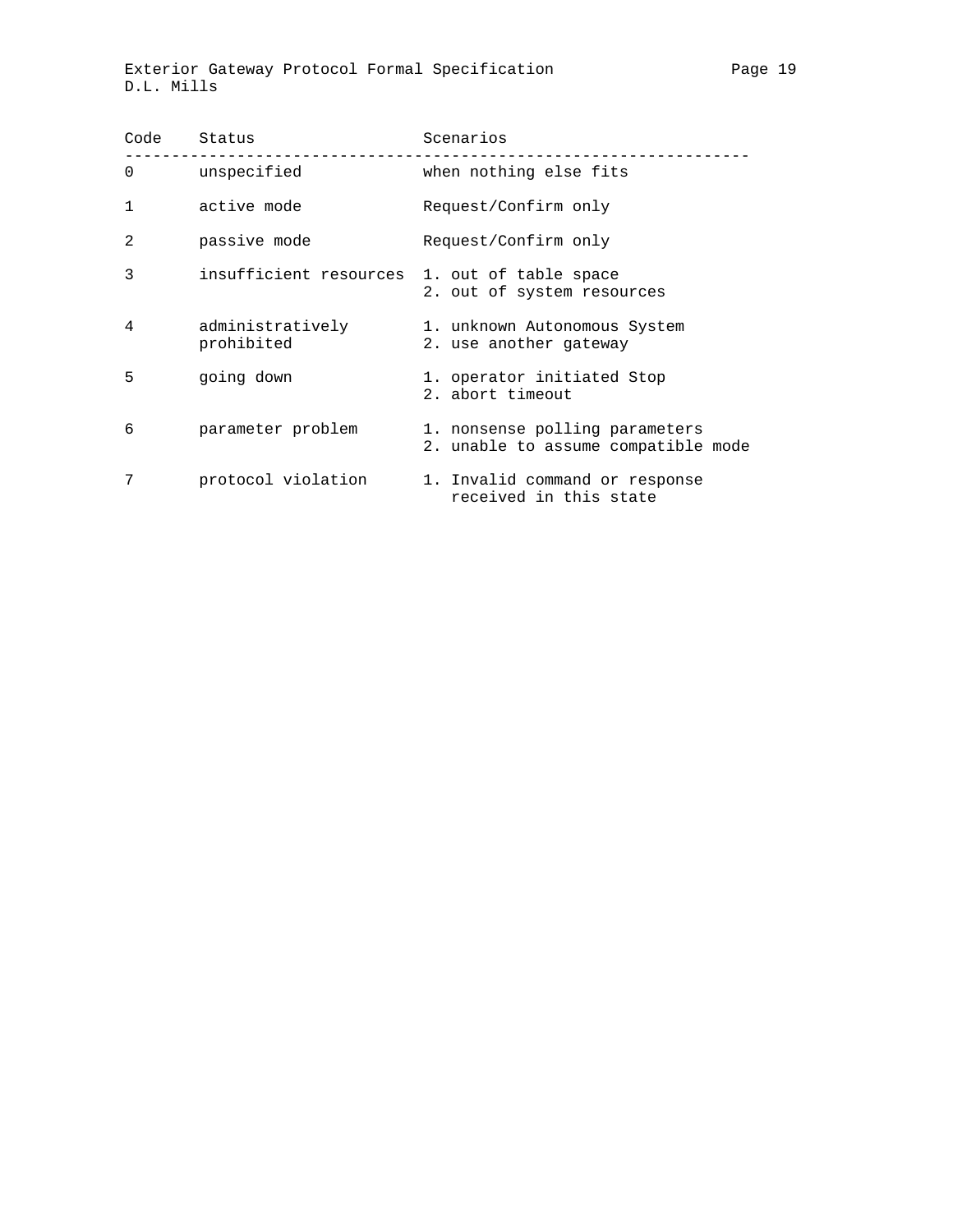| Code | Status | Scenarios |
| --- | --- | --- |
| 0 | unspecified | when nothing else fits |
| 1 | active mode | Request/Confirm only |
| 2 | passive mode | Request/Confirm only |
| 3 | insufficient resources | 1. out of table space<br>2. out of system resources |
| 4 | administratively prohibited | 1. unknown Autonomous System<br>2. use another gateway |
| 5 | going down | 1. operator initiated Stop<br>2. abort timeout |
| 6 | parameter problem | 1. nonsense polling parameters<br>2. unable to assume compatible mode |
| 7 | protocol violation | 1. Invalid command or response received in this state |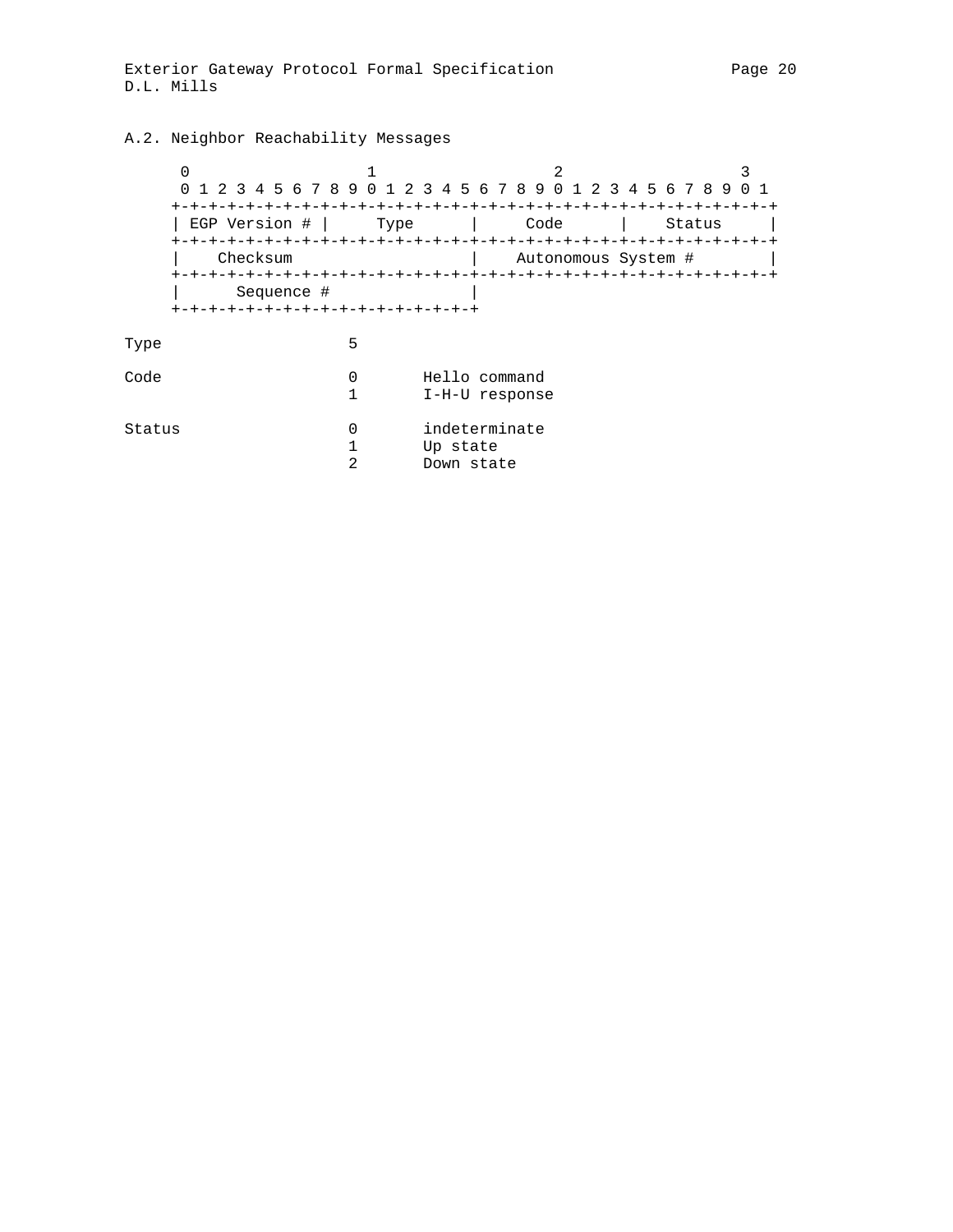## A.2. Neighbor Reachability Messages

```
 0                   1                   2                   3
 0 1 2 3 4 5 6 7 8 9 0 1 2 3 4 5 6 7 8 9 0 1 2 3 4 5 6 7 8 9 0 1
+-+-+-+-+-+-+-+-+-+-+-+-+-+-+-+-+-+-+-+-+-+-+-+-+-+-+-+-+-+-+-+-+
| EGP Version # |     Type      |     Code      |    Status     |
+-+-+-+-+-+-+-+-+-+-+-+-+-+-+-+-+-+-+-+-+-+-+-+-+-+-+-+-+-+-+-+-+
|   Checksum                    |    Autonomous System #        |
+-+-+-+-+-+-+-+-+-+-+-+-+-+-+-+-+-+-+-+-+-+-+-+-+-+-+-+-+-+-+-+-+
|      Sequence #               |
+-+-+-+-+-+-+-+-+-+-+-+-+-+-+-+-+
```

```
Type                    5

Code                    0       Hello command
                        1       I-H-U response

Status                  0       indeterminate
                        1       Up state
                        2       Down state
```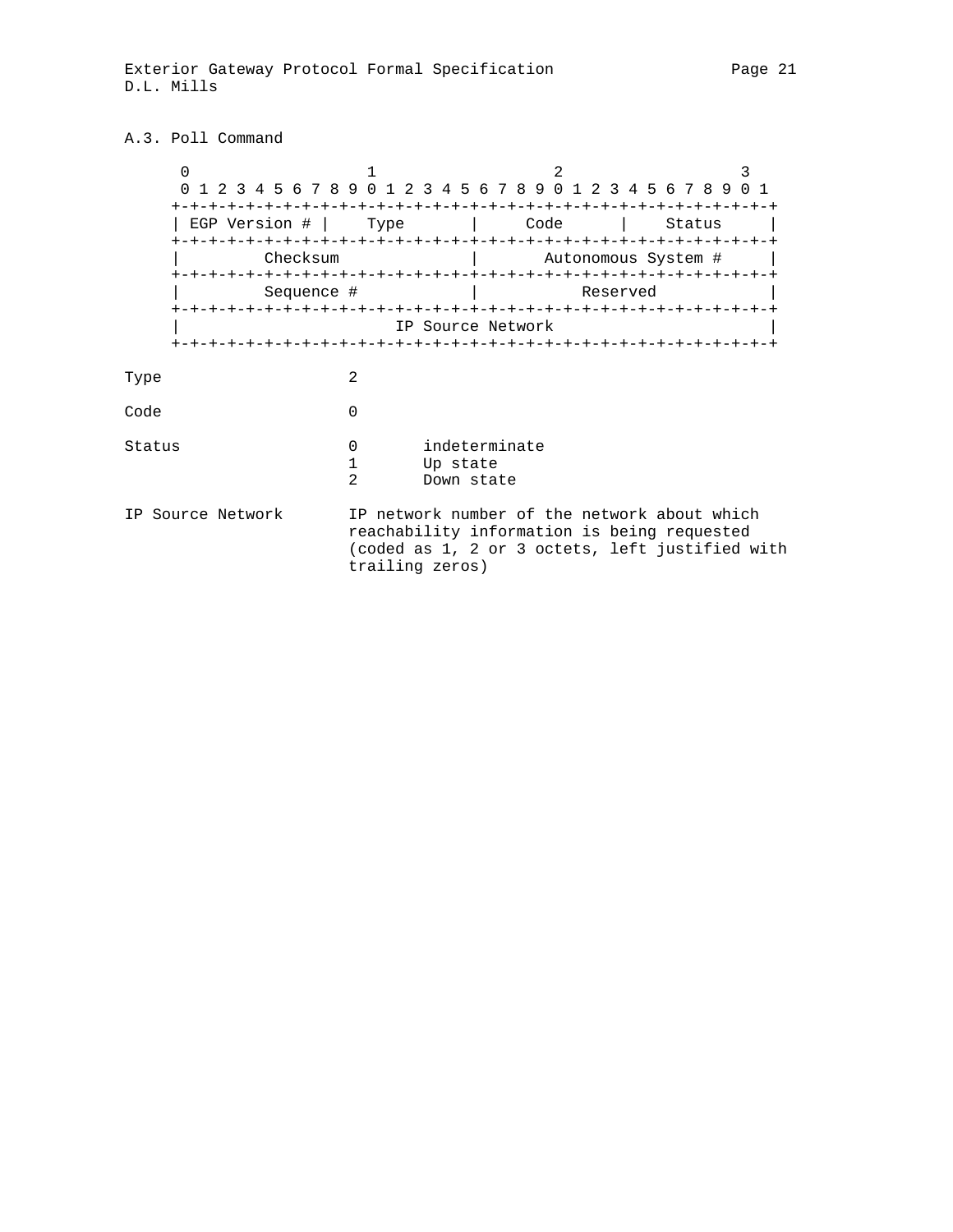### A.3. Poll Command

```
 0                   1                   2                   3
 0 1 2 3 4 5 6 7 8 9 0 1 2 3 4 5 6 7 8 9 0 1 2 3 4 5 6 7 8 9 0 1
+-+-+-+-+-+-+-+-+-+-+-+-+-+-+-+-+-+-+-+-+-+-+-+-+-+-+-+-+-+-+-+-+
| EGP Version # |     Type      |     Code      |    Status     |
+-+-+-+-+-+-+-+-+-+-+-+-+-+-+-+-+-+-+-+-+-+-+-+-+-+-+-+-+-+-+-+-+
|        Checksum               |      Autonomous System #      |
+-+-+-+-+-+-+-+-+-+-+-+-+-+-+-+-+-+-+-+-+-+-+-+-+-+-+-+-+-+-+-+-+
|        Sequence #             |          Reserved             |
+-+-+-+-+-+-+-+-+-+-+-+-+-+-+-+-+-+-+-+-+-+-+-+-+-+-+-+-+-+-+-+-+
|                       IP Source Network                       |
+-+-+-+-+-+-+-+-+-+-+-+-+-+-+-+-+-+-+-+-+-+-+-+-+-+-+-+-+-+-+-+-+
```

```
Type                2

Code                0

Status              0       indeterminate
                    1       Up state
                    2       Down state

IP Source Network   IP network number of the network about which
                    reachability information is being requested
                    (coded as 1, 2 or 3 octets, left justified with
                    trailing zeros)
```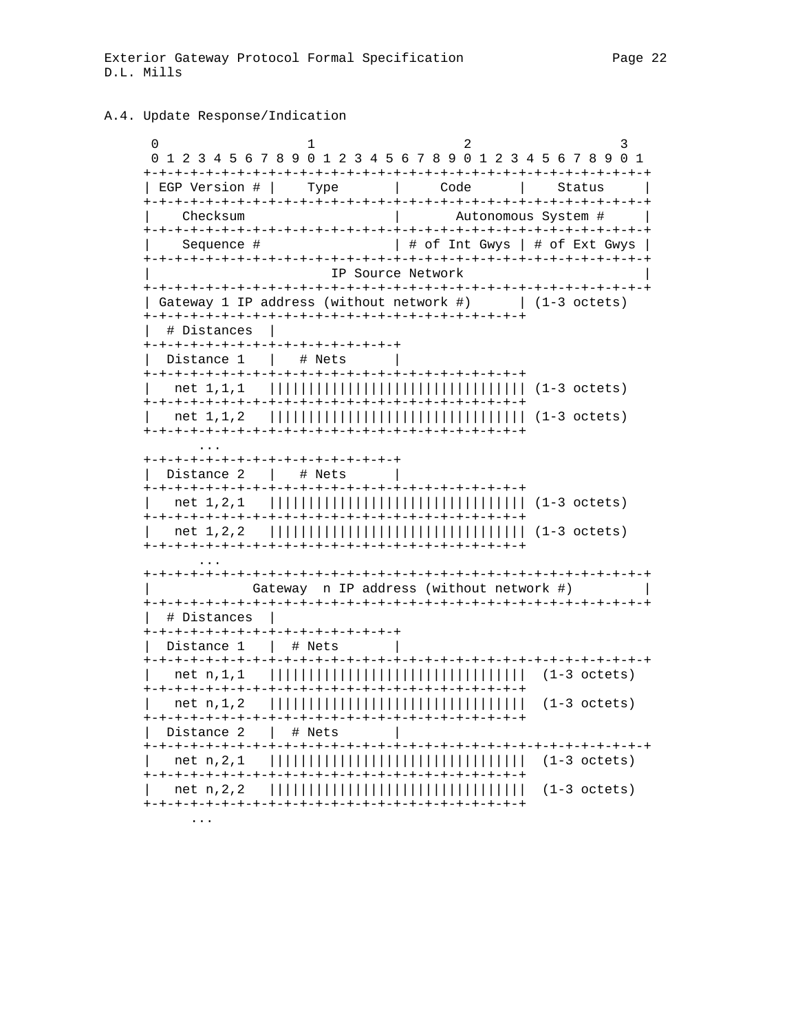A.4. Update Response/Indication

```
 0                   1                   2                   3
 0 1 2 3 4 5 6 7 8 9 0 1 2 3 4 5 6 7 8 9 0 1 2 3 4 5 6 7 8 9 0 1
+-+-+-+-+-+-+-+-+-+-+-+-+-+-+-+-+-+-+-+-+-+-+-+-+-+-+-+-+-+-+-+-+
| EGP Version # |     Type      |     Code      |    Status     |
+-+-+-+-+-+-+-+-+-+-+-+-+-+-+-+-+-+-+-+-+-+-+-+-+-+-+-+-+-+-+-+-+
|    Checksum                   |       Autonomous System #     |
+-+-+-+-+-+-+-+-+-+-+-+-+-+-+-+-+-+-+-+-+-+-+-+-+-+-+-+-+-+-+-+-+
|    Sequence #                 | # of Int Gwys | # of Ext Gwys |
+-+-+-+-+-+-+-+-+-+-+-+-+-+-+-+-+-+-+-+-+-+-+-+-+-+-+-+-+-+-+-+-+
|                       IP Source Network                       |
+-+-+-+-+-+-+-+-+-+-+-+-+-+-+-+-+-+-+-+-+-+-+-+-+-+-+-+-+-+-+-+-+
| Gateway 1 IP address (without network #)      | (1-3 octets)
+-+-+-+-+-+-+-+-+-+-+-+-+-+-+-+-+-+-+-+-+-+-+-+-+
|  # Distances  |
+-+-+-+-+-+-+-+-+-+-+-+-+-+-+-+-+
|  Distance 1   |   # Nets      |
+-+-+-+-+-+-+-+-+-+-+-+-+-+-+-+-+-+-+-+-+-+-+-+-+
|   net 1,1,1   |||||||||||||||||||||||||||||||| (1-3 octets)
+-+-+-+-+-+-+-+-+-+-+-+-+-+-+-+-+-+-+-+-+-+-+-+-+
|   net 1,1,2   |||||||||||||||||||||||||||||||| (1-3 octets)
+-+-+-+-+-+-+-+-+-+-+-+-+-+-+-+-+-+-+-+-+-+-+-+-+
      ...
+-+-+-+-+-+-+-+-+-+-+-+-+-+-+-+-+
|  Distance 2   |   # Nets      |
+-+-+-+-+-+-+-+-+-+-+-+-+-+-+-+-+-+-+-+-+-+-+-+-+
|   net 1,2,1   |||||||||||||||||||||||||||||||| (1-3 octets)
+-+-+-+-+-+-+-+-+-+-+-+-+-+-+-+-+-+-+-+-+-+-+-+-+
|   net 1,2,2   |||||||||||||||||||||||||||||||| (1-3 octets)
+-+-+-+-+-+-+-+-+-+-+-+-+-+-+-+-+-+-+-+-+-+-+-+-+
      ...
+-+-+-+-+-+-+-+-+-+-+-+-+-+-+-+-+-+-+-+-+-+-+-+-+-+-+-+-+-+-+-+-+
|            Gateway  n IP address (without network #)         |
+-+-+-+-+-+-+-+-+-+-+-+-+-+-+-+-+-+-+-+-+-+-+-+-+-+-+-+-+-+-+-+-+
|  # Distances  |
+-+-+-+-+-+-+-+-+-+-+-+-+-+-+-+-+
|  Distance 1   |  # Nets       |
+-+-+-+-+-+-+-+-+-+-+-+-+-+-+-+-+-+-+-+-+-+-+-+-+-+-+-+-+-+-+-+-+
|   net n,1,1   ||||||||||||||||||||||||||||||||  (1-3 octets)
+-+-+-+-+-+-+-+-+-+-+-+-+-+-+-+-+-+-+-+-+-+-+-+-+
|   net n,1,2   ||||||||||||||||||||||||||||||||  (1-3 octets)
+-+-+-+-+-+-+-+-+-+-+-+-+-+-+-+-+-+-+-+-+-+-+-+-+
|  Distance 2   |  # Nets       |
+-+-+-+-+-+-+-+-+-+-+-+-+-+-+-+-+-+-+-+-+-+-+-+-+-+-+-+-+-+-+-+-+
|   net n,2,1   ||||||||||||||||||||||||||||||||  (1-3 octets)
+-+-+-+-+-+-+-+-+-+-+-+-+-+-+-+-+-+-+-+-+-+-+-+-+
|   net n,2,2   ||||||||||||||||||||||||||||||||  (1-3 octets)
+-+-+-+-+-+-+-+-+-+-+-+-+-+-+-+-+-+-+-+-+-+-+-+-+
     ...
```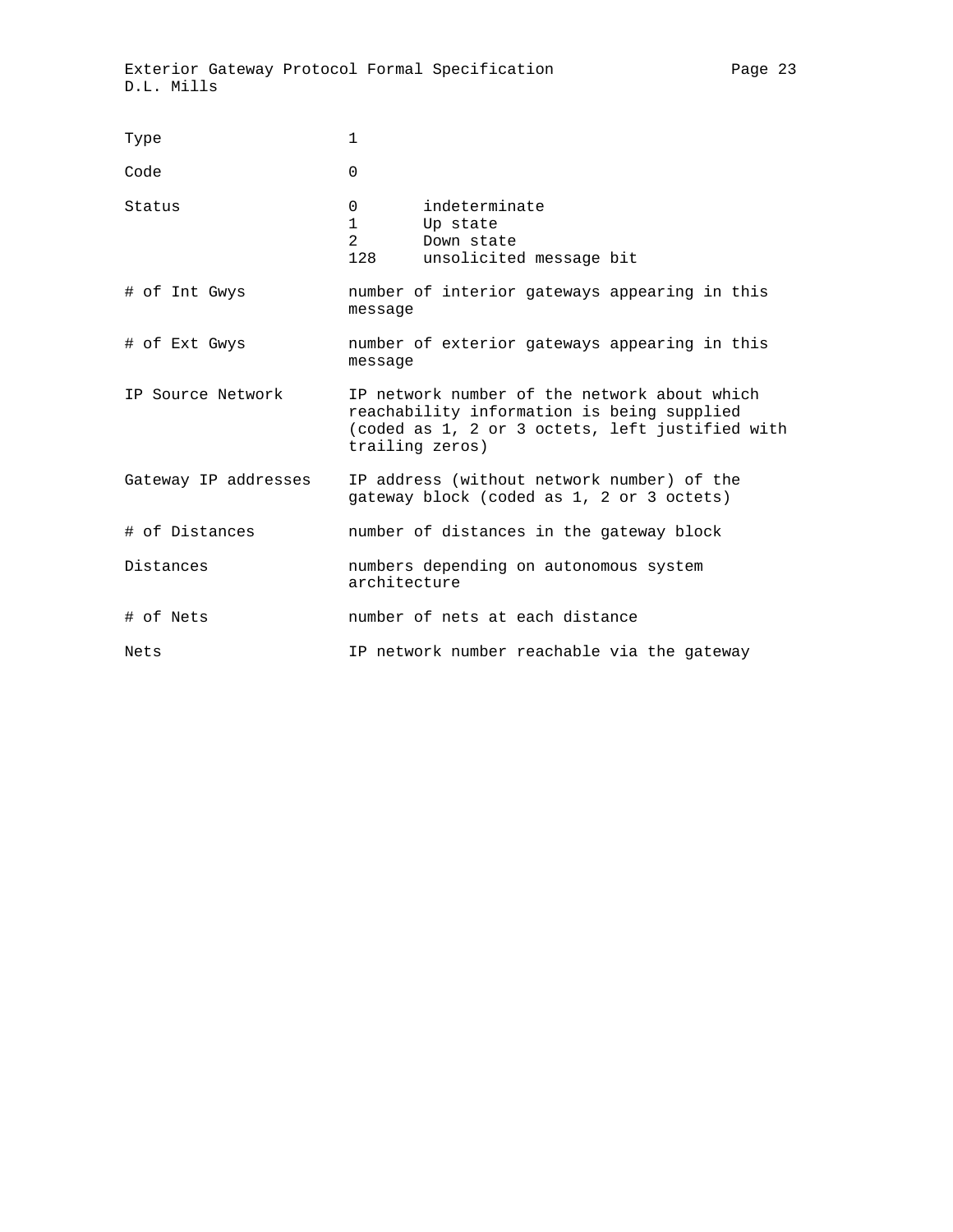| Field | Description |
|---|---|
| Type | 1 |
| Code | 0 |
| Status | 0 indeterminate<br>1 Up state<br>2 Down state<br>128 unsolicited message bit |
| # of Int Gwys | number of interior gateways appearing in this message |
| # of Ext Gwys | number of exterior gateways appearing in this message |
| IP Source Network | IP network number of the network about which reachability information is being supplied (coded as 1, 2 or 3 octets, left justified with trailing zeros) |
| Gateway IP addresses | IP address (without network number) of the gateway block (coded as 1, 2 or 3 octets) |
| # of Distances | number of distances in the gateway block |
| Distances | numbers depending on autonomous system architecture |
| # of Nets | number of nets at each distance |
| Nets | IP network number reachable via the gateway |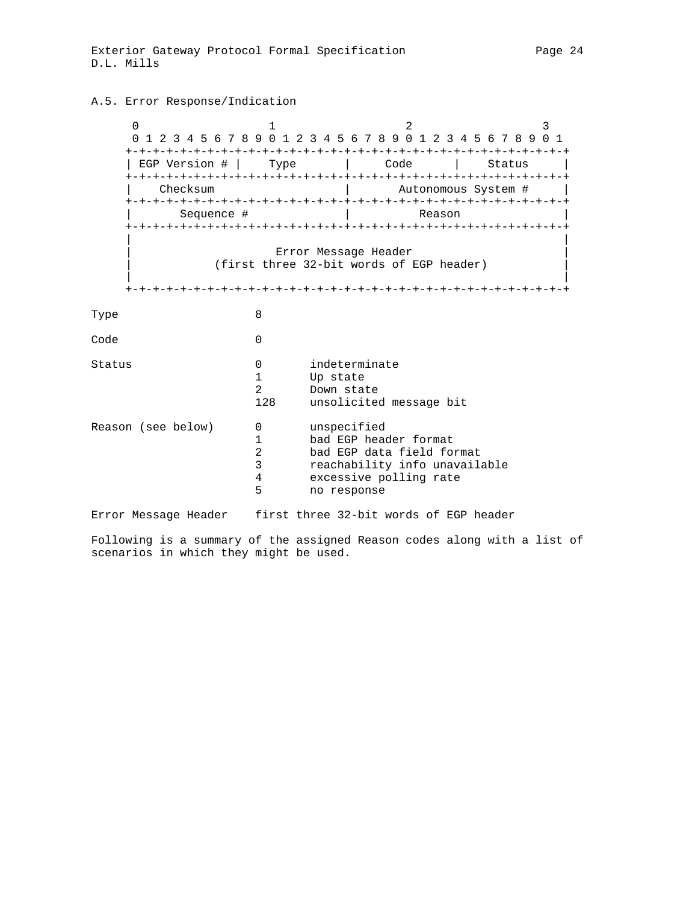## A.5. Error Response/Indication

```
 0                   1                   2                   3
 0 1 2 3 4 5 6 7 8 9 0 1 2 3 4 5 6 7 8 9 0 1 2 3 4 5 6 7 8 9 0 1
+-+-+-+-+-+-+-+-+-+-+-+-+-+-+-+-+-+-+-+-+-+-+-+-+-+-+-+-+-+-+-+-+
| EGP Version # |     Type      |     Code      |    Status     |
+-+-+-+-+-+-+-+-+-+-+-+-+-+-+-+-+-+-+-+-+-+-+-+-+-+-+-+-+-+-+-+-+
|    Checksum                   |       Autonomous System #     |
+-+-+-+-+-+-+-+-+-+-+-+-+-+-+-+-+-+-+-+-+-+-+-+-+-+-+-+-+-+-+-+-+
|       Sequence #              |          Reason               |
+-+-+-+-+-+-+-+-+-+-+-+-+-+-+-+-+-+-+-+-+-+-+-+-+-+-+-+-+-+-+-+-+
|                                                               |
|                     Error Message Header                      |
|             (first three 32-bit words of EGP header)          |
|                                                               |
+-+-+-+-+-+-+-+-+-+-+-+-+-+-+-+-+-+-+-+-+-+-+-+-+-+-+-+-+-+-+-+-+
```

```
Type                    8

Code                    0

Status                  0       indeterminate
                        1       Up state
                        2       Down state
                        128     unsolicited message bit

Reason (see below)      0       unspecified
                        1       bad EGP header format
                        2       bad EGP data field format
                        3       reachability info unavailable
                        4       excessive polling rate
                        5       no response

Error Message Header    first three 32-bit words of EGP header
```

Following is a summary of the assigned Reason codes along with a list of scenarios in which they might be used.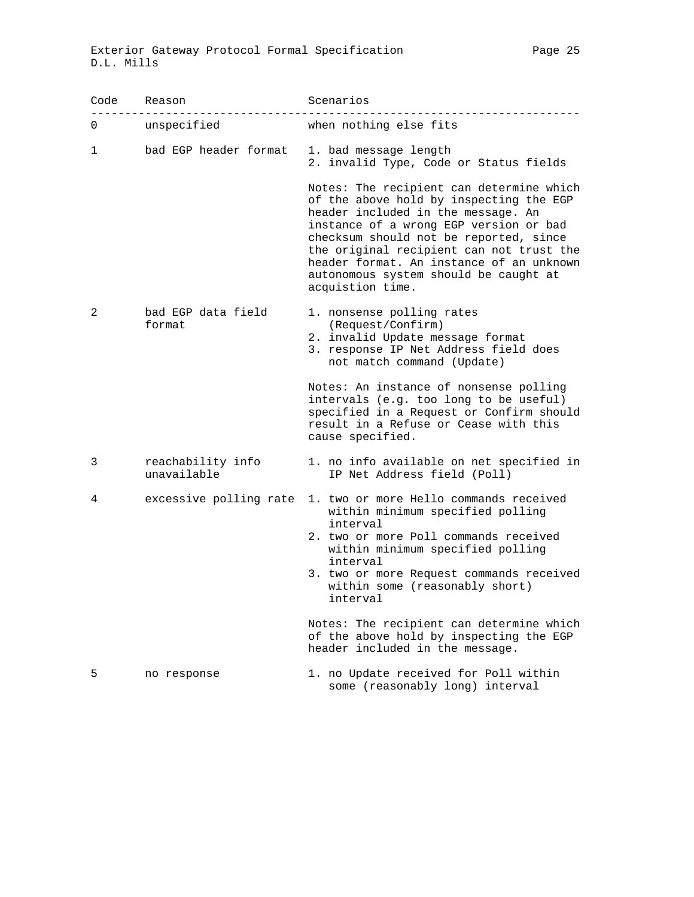| Code | Reason | Scenarios |
|---|---|---|
| 0 | unspecified | when nothing else fits |
| 1 | bad EGP header format | 1. bad message length<br>2. invalid Type, Code or Status fields<br><br>Notes: The recipient can determine which of the above hold by inspecting the EGP header included in the message. An instance of a wrong EGP version or bad checksum should not be reported, since the original recipient can not trust the header format. An instance of an unknown autonomous system should be caught at acquistion time. |
| 2 | bad EGP data field format | 1. nonsense polling rates (Request/Confirm)<br>2. invalid Update message format<br>3. response IP Net Address field does not match command (Update)<br><br>Notes: An instance of nonsense polling intervals (e.g. too long to be useful) specified in a Request or Confirm should result in a Refuse or Cease with this cause specified. |
| 3 | reachability info unavailable | 1. no info available on net specified in IP Net Address field (Poll) |
| 4 | excessive polling rate | 1. two or more Hello commands received within minimum specified polling interval<br>2. two or more Poll commands received within minimum specified polling interval<br>3. two or more Request commands received within some (reasonably short) interval<br><br>Notes: The recipient can determine which of the above hold by inspecting the EGP header included in the message. |
| 5 | no response | 1. no Update received for Poll within some (reasonably long) interval |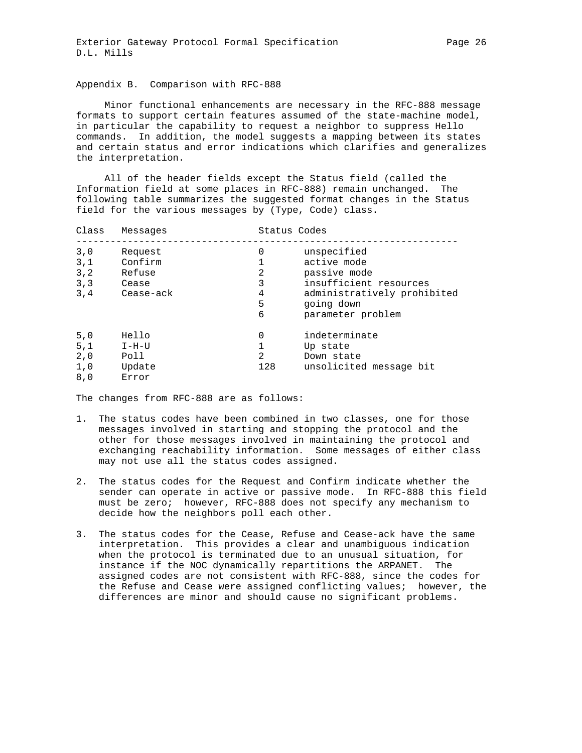## Appendix B. Comparison with RFC-888

Minor functional enhancements are necessary in the RFC-888 message formats to support certain features assumed of the state-machine model, in particular the capability to request a neighbor to suppress Hello commands. In addition, the model suggests a mapping between its states and certain status and error indications which clarifies and generalizes the interpretation.

All of the header fields except the Status field (called the Information field at some places in RFC-888) remain unchanged. The following table summarizes the suggested format changes in the Status field for the various messages by (Type, Code) class.

| Class | Messages | Status Codes | |
|---|---|---|---|
| 3,0 | Request | 0 | unspecified |
| 3,1 | Confirm | 1 | active mode |
| 3,2 | Refuse | 2 | passive mode |
| 3,3 | Cease | 3 | insufficient resources |
| 3,4 | Cease-ack | 4 | administratively prohibited |
| | | 5 | going down |
| | | 6 | parameter problem |
| | | | |
| 5,0 | Hello | 0 | indeterminate |
| 5,1 | I-H-U | 1 | Up state |
| 2,0 | Poll | 2 | Down state |
| 1,0 | Update | 128 | unsolicited message bit |
| 8,0 | Error | | |

The changes from RFC-888 are as follows:

1. The status codes have been combined in two classes, one for those messages involved in starting and stopping the protocol and the other for those messages involved in maintaining the protocol and exchanging reachability information. Some messages of either class may not use all the status codes assigned.

2. The status codes for the Request and Confirm indicate whether the sender can operate in active or passive mode. In RFC-888 this field must be zero; however, RFC-888 does not specify any mechanism to decide how the neighbors poll each other.

3. The status codes for the Cease, Refuse and Cease-ack have the same interpretation. This provides a clear and unambiguous indication when the protocol is terminated due to an unusual situation, for instance if the NOC dynamically repartitions the ARPANET. The assigned codes are not consistent with RFC-888, since the codes for the Refuse and Cease were assigned conflicting values; however, the differences are minor and should cause no significant problems.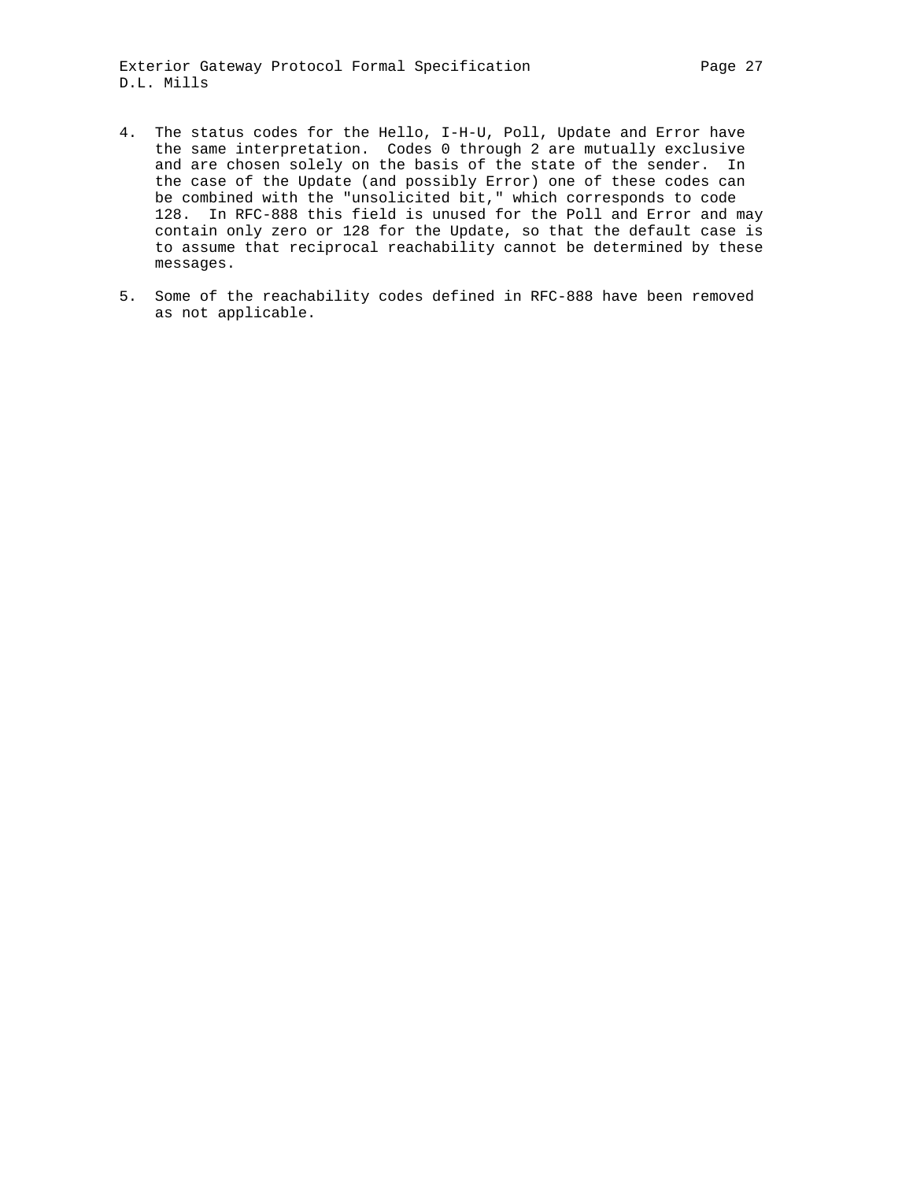4. The status codes for the Hello, I-H-U, Poll, Update and Error have the same interpretation. Codes 0 through 2 are mutually exclusive and are chosen solely on the basis of the state of the sender. In the case of the Update (and possibly Error) one of these codes can be combined with the "unsolicited bit," which corresponds to code 128. In RFC-888 this field is unused for the Poll and Error and may contain only zero or 128 for the Update, so that the default case is to assume that reciprocal reachability cannot be determined by these messages.

5. Some of the reachability codes defined in RFC-888 have been removed as not applicable.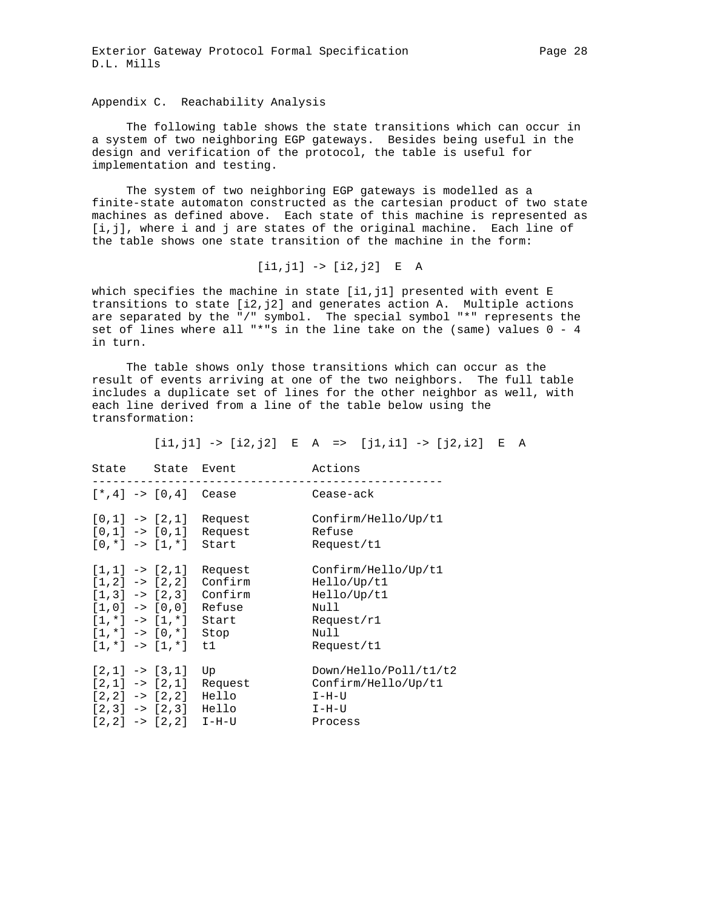## Appendix C. Reachability Analysis

The following table shows the state transitions which can occur in a system of two neighboring EGP gateways. Besides being useful in the design and verification of the protocol, the table is useful for implementation and testing.

The system of two neighboring EGP gateways is modelled as a finite-state automaton constructed as the cartesian product of two state machines as defined above. Each state of this machine is represented as [i,j], where i and j are states of the original machine. Each line of the table shows one state transition of the machine in the form:

```
[i1,j1] -> [i2,j2]  E  A
```

which specifies the machine in state [i1,j1] presented with event E transitions to state [i2,j2] and generates action A. Multiple actions are separated by the "/" symbol. The special symbol "*" represents the set of lines where all "*"s in the line take on the (same) values 0 - 4 in turn.

The table shows only those transitions which can occur as the result of events arriving at one of the two neighbors. The full table includes a duplicate set of lines for the other neighbor as well, with each line derived from a line of the table below using the transformation:

```
[i1,j1] -> [i2,j2]  E  A  =>  [j1,i1] -> [j2,i2]  E  A
```

```
State    State  Event           Actions
---------------------------------------------------
[*,4] -> [0,4]  Cease           Cease-ack

[0,1] -> [2,1]  Request         Confirm/Hello/Up/t1
[0,1] -> [0,1]  Request         Refuse
[0,*] -> [1,*]  Start           Request/t1

[1,1] -> [2,1]  Request         Confirm/Hello/Up/t1
[1,2] -> [2,2]  Confirm         Hello/Up/t1
[1,3] -> [2,3]  Confirm         Hello/Up/t1
[1,0] -> [0,0]  Refuse          Null
[1,*] -> [1,*]  Start           Request/r1
[1,*] -> [0,*]  Stop            Null
[1,*] -> [1,*]  t1              Request/t1

[2,1] -> [3,1]  Up              Down/Hello/Poll/t1/t2
[2,1] -> [2,1]  Request         Confirm/Hello/Up/t1
[2,2] -> [2,2]  Hello           I-H-U
[2,3] -> [2,3]  Hello           I-H-U
[2,2] -> [2,2]  I-H-U           Process
```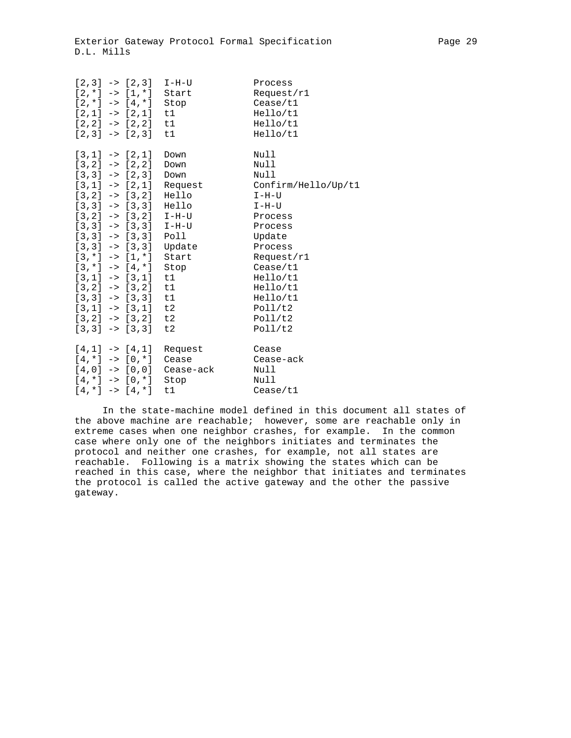```
[2,3] -> [2,3]  I-H-U           Process
[2,*] -> [1,*]  Start           Request/r1
[2,*] -> [4,*]  Stop            Cease/t1
[2,1] -> [2,1]  t1              Hello/t1
[2,2] -> [2,2]  t1              Hello/t1
[2,3] -> [2,3]  t1              Hello/t1

[3,1] -> [2,1]  Down            Null
[3,2] -> [2,2]  Down            Null
[3,3] -> [2,3]  Down            Null
[3,1] -> [2,1]  Request         Confirm/Hello/Up/t1
[3,2] -> [3,2]  Hello           I-H-U
[3,3] -> [3,3]  Hello           I-H-U
[3,2] -> [3,2]  I-H-U           Process
[3,3] -> [3,3]  I-H-U           Process
[3,3] -> [3,3]  Poll            Update
[3,3] -> [3,3]  Update          Process
[3,*] -> [1,*]  Start           Request/r1
[3,*] -> [4,*]  Stop            Cease/t1
[3,1] -> [3,1]  t1              Hello/t1
[3,2] -> [3,2]  t1              Hello/t1
[3,3] -> [3,3]  t1              Hello/t1
[3,1] -> [3,1]  t2              Poll/t2
[3,2] -> [3,2]  t2              Poll/t2
[3,3] -> [3,3]  t2              Poll/t2

[4,1] -> [4,1]  Request         Cease
[4,*] -> [0,*]  Cease           Cease-ack
[4,0] -> [0,0]  Cease-ack       Null
[4,*] -> [0,*]  Stop            Null
[4,*] -> [4,*]  t1              Cease/t1
```

In the state-machine model defined in this document all states of the above machine are reachable; however, some are reachable only in extreme cases when one neighbor crashes, for example. In the common case where only one of the neighbors initiates and terminates the protocol and neither one crashes, for example, not all states are reachable. Following is a matrix showing the states which can be reached in this case, where the neighbor that initiates and terminates the protocol is called the active gateway and the other the passive gateway.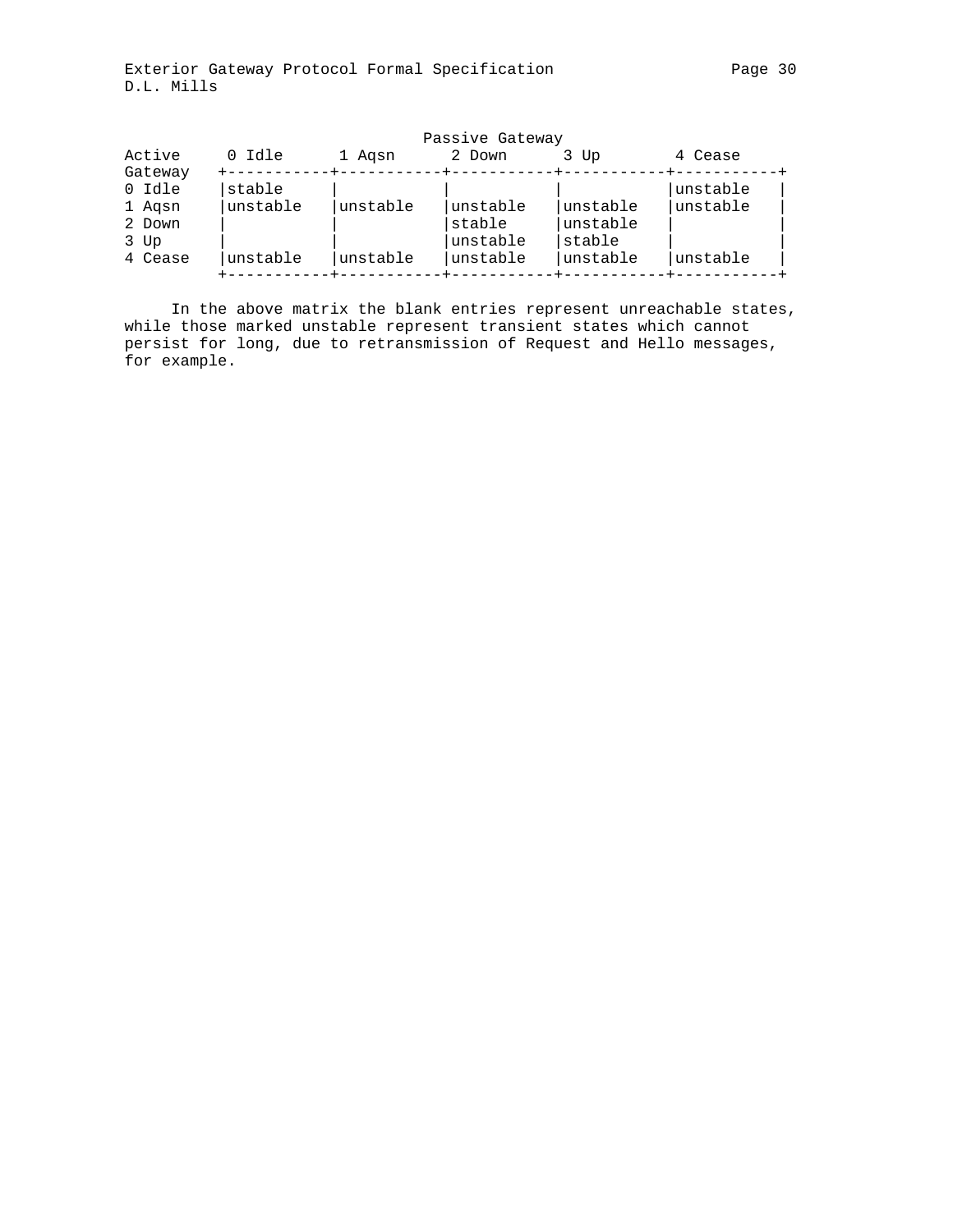| Active Gateway | Passive Gateway: 0 Idle | 1 Aqsn | 2 Down | 3 Up | 4 Cease |
|---|---|---|---|---|---|
| 0 Idle | stable | | | | unstable |
| 1 Aqsn | unstable | unstable | unstable | unstable | unstable |
| 2 Down | | | stable | unstable | |
| 3 Up | | | unstable | stable | |
| 4 Cease | unstable | unstable | unstable | unstable | unstable |

In the above matrix the blank entries represent unreachable states, while those marked unstable represent transient states which cannot persist for long, due to retransmission of Request and Hello messages, for example.